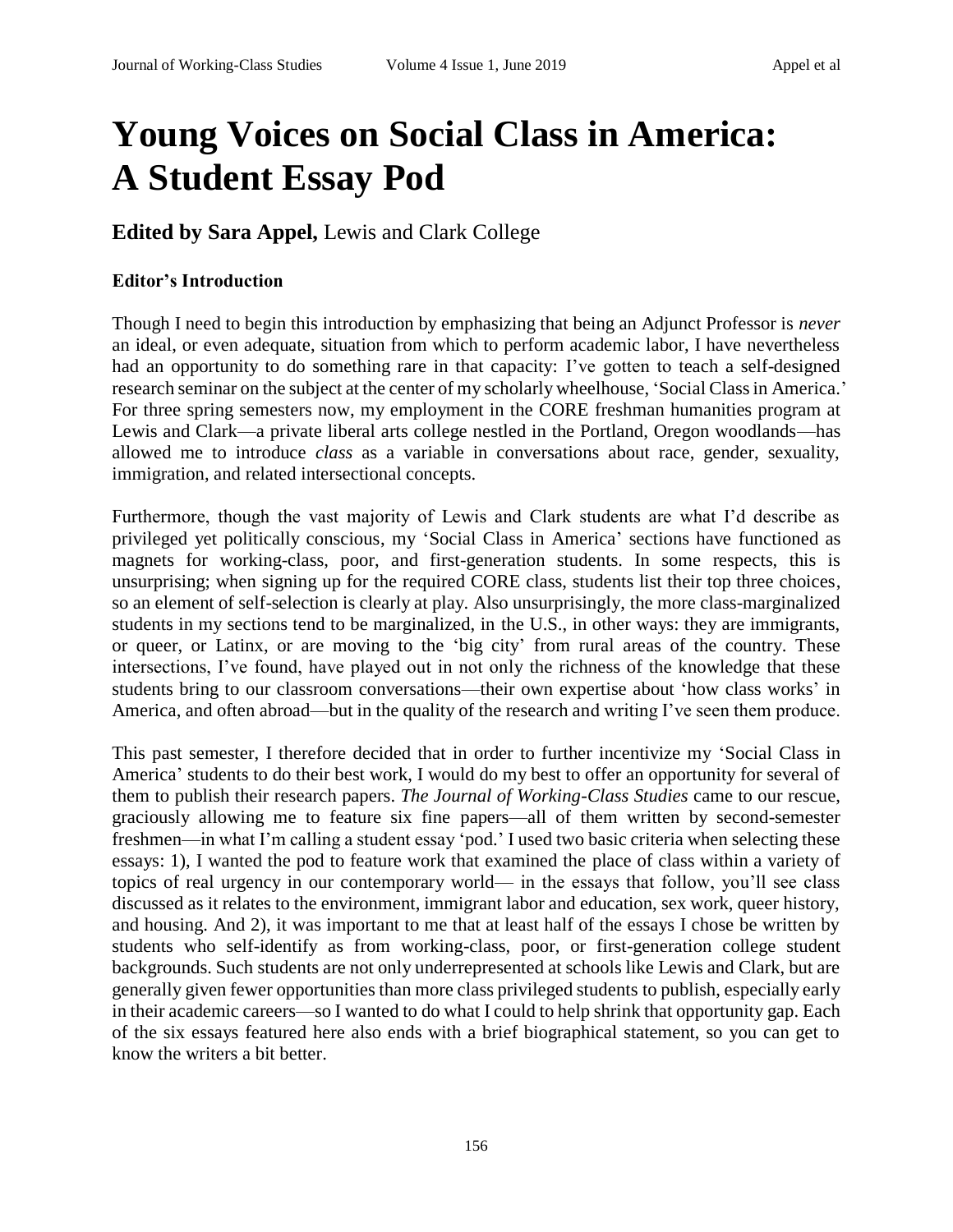# Young Voices on Social Class in America: A Student Essay Pod

## Edited by Sara Appel, Lewis and Clark College

### Editor's Introduction

Though I need to begin this introduction by emphasizing that being an Adjunct Professor is *never* an ideal, or even adequate, situation from which to perform academic labor, I have nevertheless had an opportunity to do something rare in that capacity: I've gotten to teach a self-designed research seminar on the subject at the center of my scholarly wheelhouse, 'Social Class in America.' For three spring semesters now, my employment in the CORE freshman humanities program at Lewis and Clark—a private liberal arts college nestled in the Portland, Oregon woodlands—has allowed me to introduce *class* as a variable in conversations about race, gender, sexuality, immigration, and related intersectional concepts.

Furthermore, though the vast majority of Lewis and Clark students are what I'd describe as privileged yet politically conscious, my 'Social Class in America' sections have functioned as magnets for working-class, poor, and first-generation students. In some respects, this is unsurprising; when signing up for the required CORE class, students list their top three choices, so an element of self-selection is clearly at play. Also unsurprisingly, the more class-marginalized students in my sections tend to be marginalized, in the U.S., in other ways: they are immigrants, or queer, or Latinx, or are moving to the 'big city' from rural areas of the country. These intersections, I've found, have played out in not only the richness of the knowledge that these students bring to our classroom conversations—their own expertise about 'how class works' in America, and often abroad—but in the quality of the research and writing I've seen them produce.

This past semester, I therefore decided that in order to further incentivize my 'Social Class in America' students to do their best work, I would do my best to offer an opportunity for several of them to publish their research papers. *The Journal of Working-Class Studies* came to our rescue, graciously allowing me to feature six fine papers—all of them written by second-semester freshmen—in what I'm calling a student essay 'pod.' I used two basic criteria when selecting these essays: 1), I wanted the pod to feature work that examined the place of class within a variety of topics of real urgency in our contemporary world— in the essays that follow, you'll see class discussed as it relates to the environment, immigrant labor and education, sex work, queer history, and housing. And 2), it was important to me that at least half of the essays I chose be written by students who self-identify as from working-class, poor, or first-generation college student backgrounds. Such students are not only underrepresented at schools like Lewis and Clark, but are generally given fewer opportunities than more class privileged students to publish, especially early in their academic careers—so I wanted to do what I could to help shrink that opportunity gap. Each of the six essays featured here also ends with a brief biographical statement, so you can get to know the writers a bit better.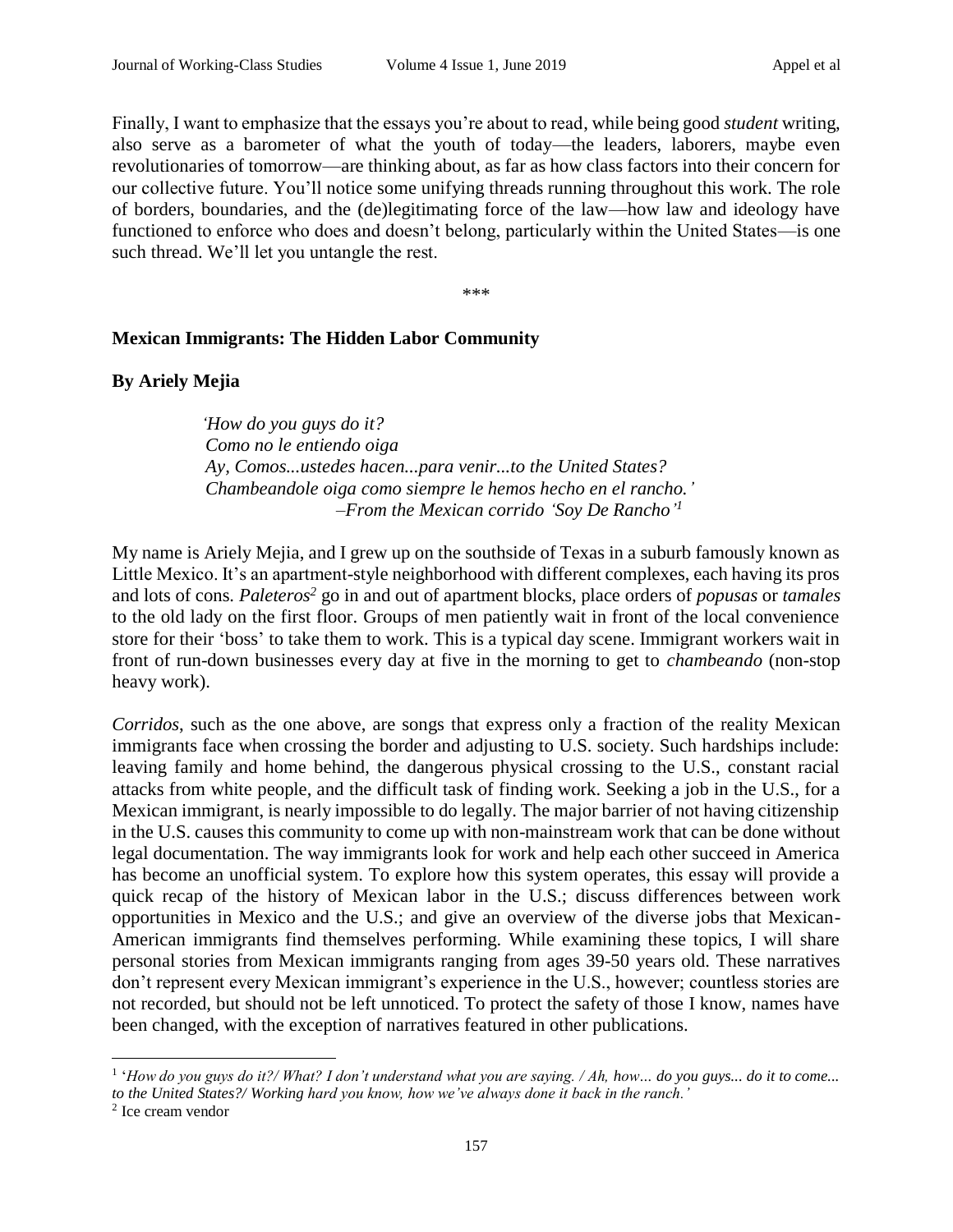Finally, I want to emphasize that the essays you're about to read, while being good *student* writing, also serve as a barometer of what the youth of today—the leaders, laborers, maybe even revolutionaries of tomorrow—are thinking about, as far as how class factors into their concern for our collective future. You'll notice some unifying threads running throughout this work. The role of borders, boundaries, and the (de)legitimating force of the law—how law and ideology have functioned to enforce who does and doesn't belong, particularly within the United States—is one such thread. We'll let you untangle the rest.

\*\*\*

**Mexican Immigrants: The Hidden Labor Community**

**By Ariely Mejia**

> *'How do you guys do it?*
> *Como no le entiendo oiga*
> *Ay, Comos...ustedes hacen...para venir...to the United States?*
> *Chambeandole oiga como siempre le hemos hecho en el rancho.'*
> *–From the Mexican corrido 'Soy De Rancho'*[1]

My name is Ariely Mejia, and I grew up on the southside of Texas in a suburb famously known as Little Mexico. It's an apartment-style neighborhood with different complexes, each having its pros and lots of cons. *Paleteros*[2] go in and out of apartment blocks, place orders of *popusas* or *tamales* to the old lady on the first floor. Groups of men patiently wait in front of the local convenience store for their 'boss' to take them to work. This is a typical day scene. Immigrant workers wait in front of run-down businesses every day at five in the morning to get to *chambeando* (non-stop heavy work).

*Corridos*, such as the one above, are songs that express only a fraction of the reality Mexican immigrants face when crossing the border and adjusting to U.S. society. Such hardships include: leaving family and home behind, the dangerous physical crossing to the U.S., constant racial attacks from white people, and the difficult task of finding work. Seeking a job in the U.S., for a Mexican immigrant, is nearly impossible to do legally. The major barrier of not having citizenship in the U.S. causes this community to come up with non-mainstream work that can be done without legal documentation. The way immigrants look for work and help each other succeed in America has become an unofficial system. To explore how this system operates, this essay will provide a quick recap of the history of Mexican labor in the U.S.; discuss differences between work opportunities in Mexico and the U.S.; and give an overview of the diverse jobs that Mexican-American immigrants find themselves performing. While examining these topics, I will share personal stories from Mexican immigrants ranging from ages 39-50 years old. These narratives don't represent every Mexican immigrant's experience in the U.S., however; countless stories are not recorded, but should not be left unnoticed. To protect the safety of those I know, names have been changed, with the exception of narratives featured in other publications.

---

[1] '*How do you guys do it?/ What? I don't understand what you are saying. / Ah, how... do you guys... do it to come... to the United States?/ Working hard you know, how we've always done it back in the ranch.*'

[2] Ice cream vendor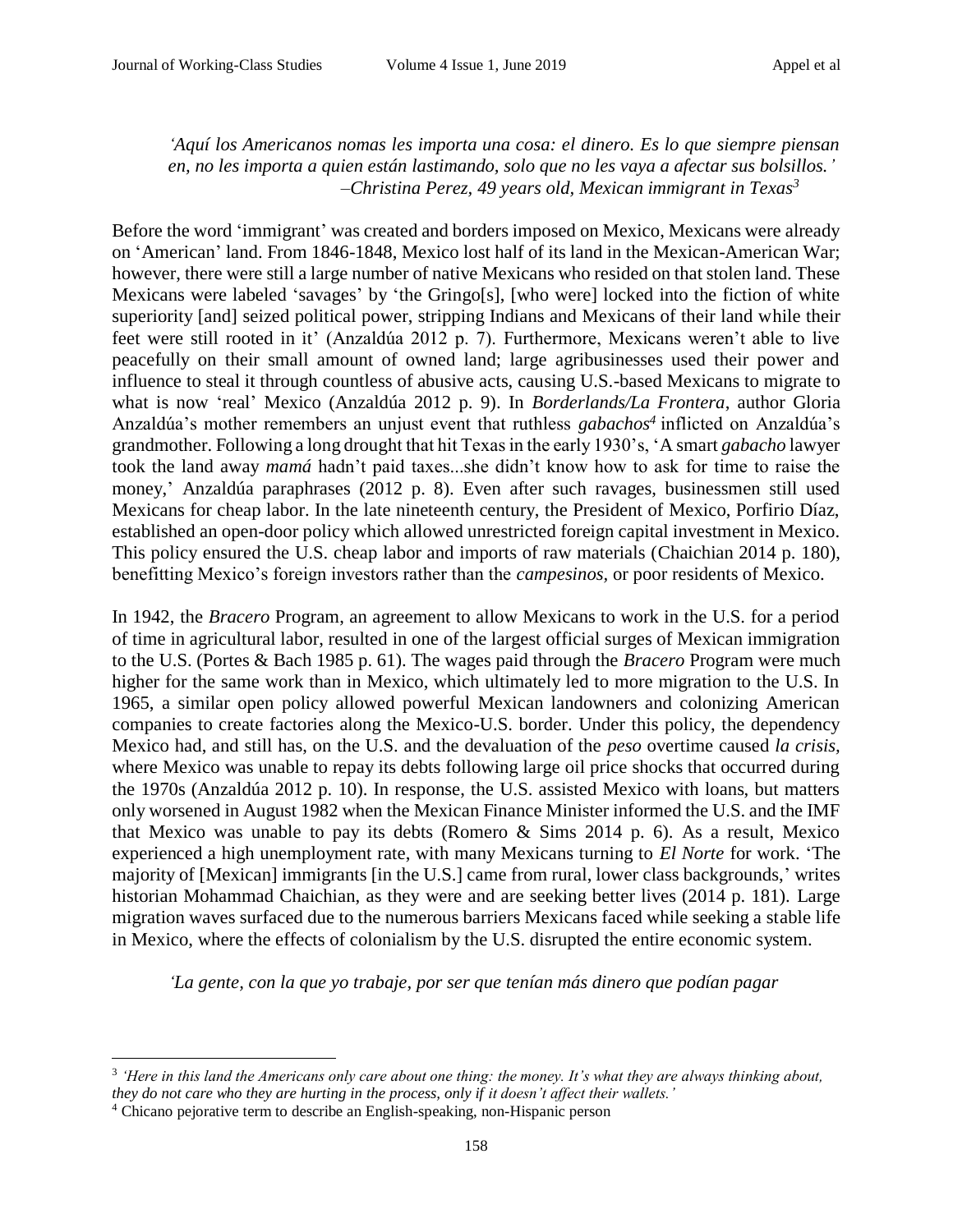*'Aquí los Americanos nomas les importa una cosa: el dinero. Es lo que siempre piensan en, no les importa a quien están lastimando, solo que no les vaya a afectar sus bolsillos.'* *–Christina Perez, 49 years old, Mexican immigrant in Texas*[3]

Before the word 'immigrant' was created and borders imposed on Mexico, Mexicans were already on 'American' land. From 1846-1848, Mexico lost half of its land in the Mexican-American War; however, there were still a large number of native Mexicans who resided on that stolen land. These Mexicans were labeled 'savages' by 'the Gringo[s], [who were] locked into the fiction of white superiority [and] seized political power, stripping Indians and Mexicans of their land while their feet were still rooted in it' (Anzaldúa 2012 p. 7). Furthermore, Mexicans weren't able to live peacefully on their small amount of owned land; large agribusinesses used their power and influence to steal it through countless of abusive acts, causing U.S.-based Mexicans to migrate to what is now 'real' Mexico (Anzaldúa 2012 p. 9). In *Borderlands/La Frontera*, author Gloria Anzaldúa's mother remembers an unjust event that ruthless *gabachos*[4] inflicted on Anzaldúa's grandmother. Following a long drought that hit Texas in the early 1930's, 'A smart *gabacho* lawyer took the land away *mamá* hadn't paid taxes...she didn't know how to ask for time to raise the money,' Anzaldúa paraphrases (2012 p. 8). Even after such ravages, businessmen still used Mexicans for cheap labor. In the late nineteenth century, the President of Mexico, Porfirio Díaz, established an open-door policy which allowed unrestricted foreign capital investment in Mexico. This policy ensured the U.S. cheap labor and imports of raw materials (Chaichian 2014 p. 180), benefitting Mexico's foreign investors rather than the *campesinos,* or poor residents of Mexico.

In 1942, the *Bracero* Program, an agreement to allow Mexicans to work in the U.S. for a period of time in agricultural labor, resulted in one of the largest official surges of Mexican immigration to the U.S. (Portes & Bach 1985 p. 61). The wages paid through the *Bracero* Program were much higher for the same work than in Mexico, which ultimately led to more migration to the U.S. In 1965, a similar open policy allowed powerful Mexican landowners and colonizing American companies to create factories along the Mexico-U.S. border. Under this policy, the dependency Mexico had, and still has, on the U.S. and the devaluation of the *peso* overtime caused *la crisis,* where Mexico was unable to repay its debts following large oil price shocks that occurred during the 1970s (Anzaldúa 2012 p. 10). In response, the U.S. assisted Mexico with loans, but matters only worsened in August 1982 when the Mexican Finance Minister informed the U.S. and the IMF that Mexico was unable to pay its debts (Romero & Sims 2014 p. 6). As a result, Mexico experienced a high unemployment rate, with many Mexicans turning to *El Norte* for work. 'The majority of [Mexican] immigrants [in the U.S.] came from rural, lower class backgrounds,' writes historian Mohammad Chaichian, as they were and are seeking better lives (2014 p. 181). Large migration waves surfaced due to the numerous barriers Mexicans faced while seeking a stable life in Mexico, where the effects of colonialism by the U.S. disrupted the entire economic system.

*'La gente, con la que yo trabaje, por ser que tenían más dinero que podían pagar*

[3] *'Here in this land the Americans only care about one thing: the money. It's what they are always thinking about, they do not care who they are hurting in the process, only if it doesn't affect their wallets.'*

[4] Chicano pejorative term to describe an English-speaking, non-Hispanic person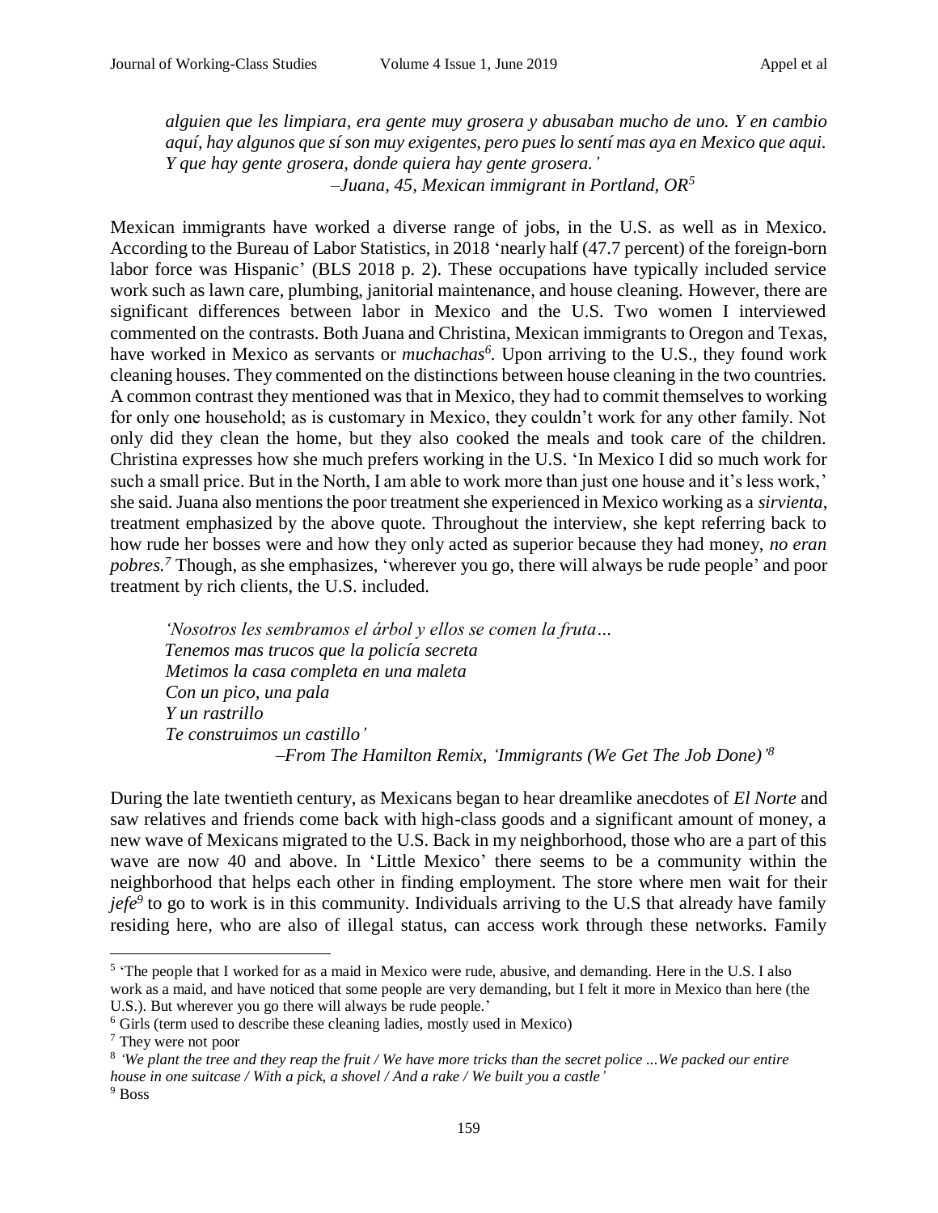> *alguien que les limpiara, era gente muy grosera y abusaban mucho de uno. Y en cambio aquí, hay algunos que sí son muy exigentes, pero pues lo sentí mas aya en Mexico que aqui. Y que hay gente grosera, donde quiera hay gente grosera.'*
>
> *–Juana, 45, Mexican immigrant in Portland, OR*[5]

Mexican immigrants have worked a diverse range of jobs, in the U.S. as well as in Mexico. According to the Bureau of Labor Statistics, in 2018 'nearly half (47.7 percent) of the foreign-born labor force was Hispanic' (BLS 2018 p. 2). These occupations have typically included service work such as lawn care, plumbing, janitorial maintenance, and house cleaning. However, there are significant differences between labor in Mexico and the U.S. Two women I interviewed commented on the contrasts. Both Juana and Christina, Mexican immigrants to Oregon and Texas, have worked in Mexico as servants or *muchachas*[6]. Upon arriving to the U.S., they found work cleaning houses. They commented on the distinctions between house cleaning in the two countries. A common contrast they mentioned was that in Mexico, they had to commit themselves to working for only one household; as is customary in Mexico, they couldn't work for any other family. Not only did they clean the home, but they also cooked the meals and took care of the children. Christina expresses how she much prefers working in the U.S. 'In Mexico I did so much work for such a small price. But in the North, I am able to work more than just one house and it's less work,' she said. Juana also mentions the poor treatment she experienced in Mexico working as a *sirvienta*, treatment emphasized by the above quote. Throughout the interview, she kept referring back to how rude her bosses were and how they only acted as superior because they had money, *no eran pobres.*[7] Though, as she emphasizes, 'wherever you go, there will always be rude people' and poor treatment by rich clients, the U.S. included.

> *'Nosotros les sembramos el árbol y ellos se comen la fruta…*
> *Tenemos mas trucos que la policía secreta*
> *Metimos la casa completa en una maleta*
> *Con un pico, una pala*
> *Y un rastrillo*
> *Te construimos un castillo'*
>
> *–From The Hamilton Remix, 'Immigrants (We Get The Job Done)'*[8]

During the late twentieth century, as Mexicans began to hear dreamlike anecdotes of *El Norte* and saw relatives and friends come back with high-class goods and a significant amount of money, a new wave of Mexicans migrated to the U.S. Back in my neighborhood, those who are a part of this wave are now 40 and above. In 'Little Mexico' there seems to be a community within the neighborhood that helps each other in finding employment. The store where men wait for their *jefe*[9] to go to work is in this community. Individuals arriving to the U.S that already have family residing here, who are also of illegal status, can access work through these networks. Family

---

[5] 'The people that I worked for as a maid in Mexico were rude, abusive, and demanding. Here in the U.S. I also work as a maid, and have noticed that some people are very demanding, but I felt it more in Mexico than here (the U.S.). But wherever you go there will always be rude people.'

[6] Girls (term used to describe these cleaning ladies, mostly used in Mexico)

[7] They were not poor

[8] *'We plant the tree and they reap the fruit / We have more tricks than the secret police ...We packed our entire house in one suitcase / With a pick, a shovel / And a rake / We built you a castle'*

[9] Boss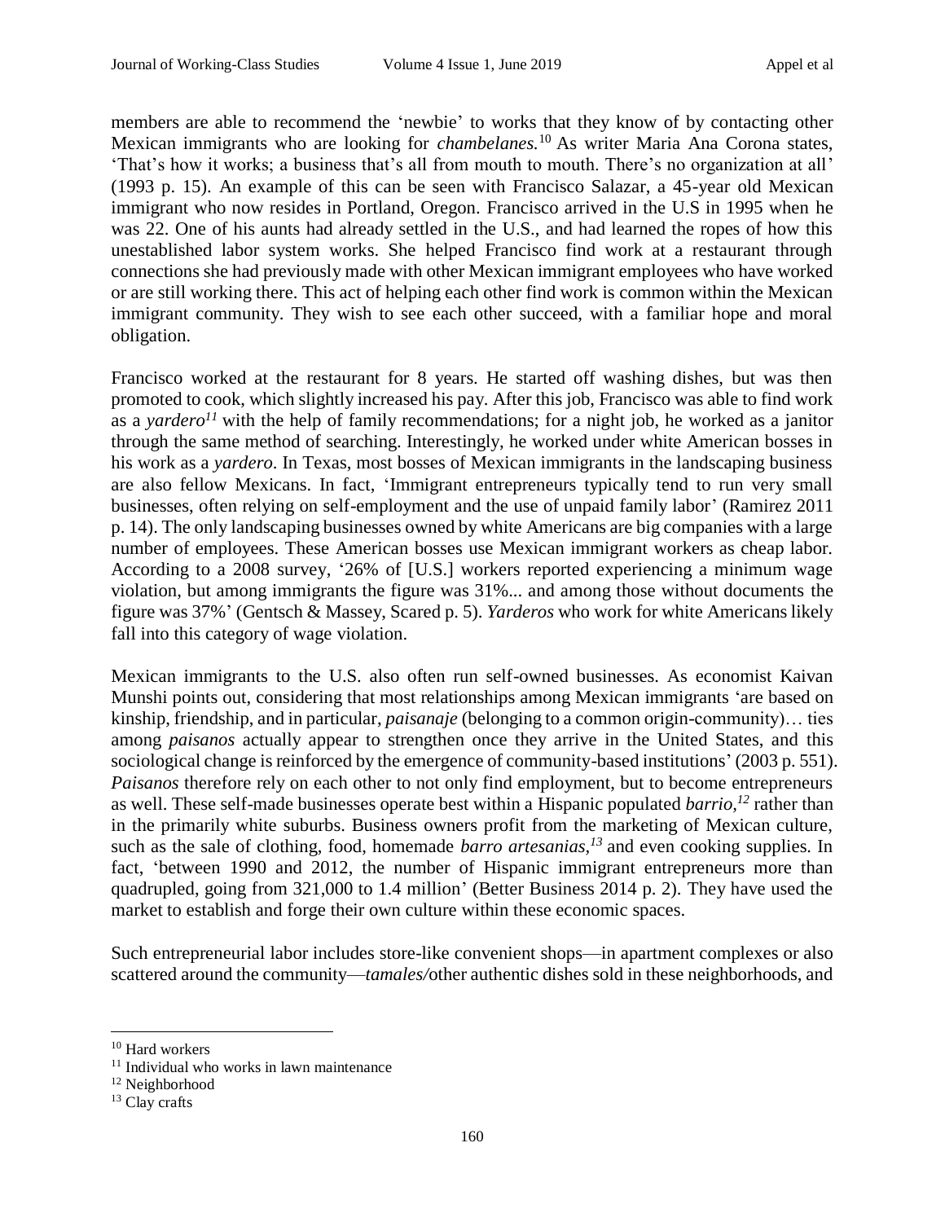members are able to recommend the 'newbie' to works that they know of by contacting other Mexican immigrants who are looking for *chambelanes.*[10] As writer Maria Ana Corona states, 'That's how it works; a business that's all from mouth to mouth. There's no organization at all' (1993 p. 15). An example of this can be seen with Francisco Salazar, a 45-year old Mexican immigrant who now resides in Portland, Oregon. Francisco arrived in the U.S in 1995 when he was 22. One of his aunts had already settled in the U.S., and had learned the ropes of how this unestablished labor system works. She helped Francisco find work at a restaurant through connections she had previously made with other Mexican immigrant employees who have worked or are still working there. This act of helping each other find work is common within the Mexican immigrant community. They wish to see each other succeed, with a familiar hope and moral obligation.

Francisco worked at the restaurant for 8 years. He started off washing dishes, but was then promoted to cook, which slightly increased his pay. After this job, Francisco was able to find work as a *yardero*[11] with the help of family recommendations; for a night job, he worked as a janitor through the same method of searching. Interestingly, he worked under white American bosses in his work as a *yardero*. In Texas, most bosses of Mexican immigrants in the landscaping business are also fellow Mexicans. In fact, 'Immigrant entrepreneurs typically tend to run very small businesses, often relying on self-employment and the use of unpaid family labor' (Ramirez 2011 p. 14). The only landscaping businesses owned by white Americans are big companies with a large number of employees. These American bosses use Mexican immigrant workers as cheap labor. According to a 2008 survey, '26% of [U.S.] workers reported experiencing a minimum wage violation, but among immigrants the figure was 31%... and among those without documents the figure was 37%' (Gentsch & Massey, Scared p. 5). *Yarderos* who work for white Americans likely fall into this category of wage violation.

Mexican immigrants to the U.S. also often run self-owned businesses. As economist Kaivan Munshi points out, considering that most relationships among Mexican immigrants 'are based on kinship, friendship, and in particular, *paisanaje* (belonging to a common origin-community)… ties among *paisanos* actually appear to strengthen once they arrive in the United States, and this sociological change is reinforced by the emergence of community-based institutions' (2003 p. 551). *Paisanos* therefore rely on each other to not only find employment, but to become entrepreneurs as well. These self-made businesses operate best within a Hispanic populated *barrio,*[12] rather than in the primarily white suburbs. Business owners profit from the marketing of Mexican culture, such as the sale of clothing, food, homemade *barro artesanias,*[13] and even cooking supplies. In fact, 'between 1990 and 2012, the number of Hispanic immigrant entrepreneurs more than quadrupled, going from 321,000 to 1.4 million' (Better Business 2014 p. 2). They have used the market to establish and forge their own culture within these economic spaces.

Such entrepreneurial labor includes store-like convenient shops—in apartment complexes or also scattered around the community—*tamales/*other authentic dishes sold in these neighborhoods, and

---

[10] Hard workers

[11] Individual who works in lawn maintenance

[12] Neighborhood

[13] Clay crafts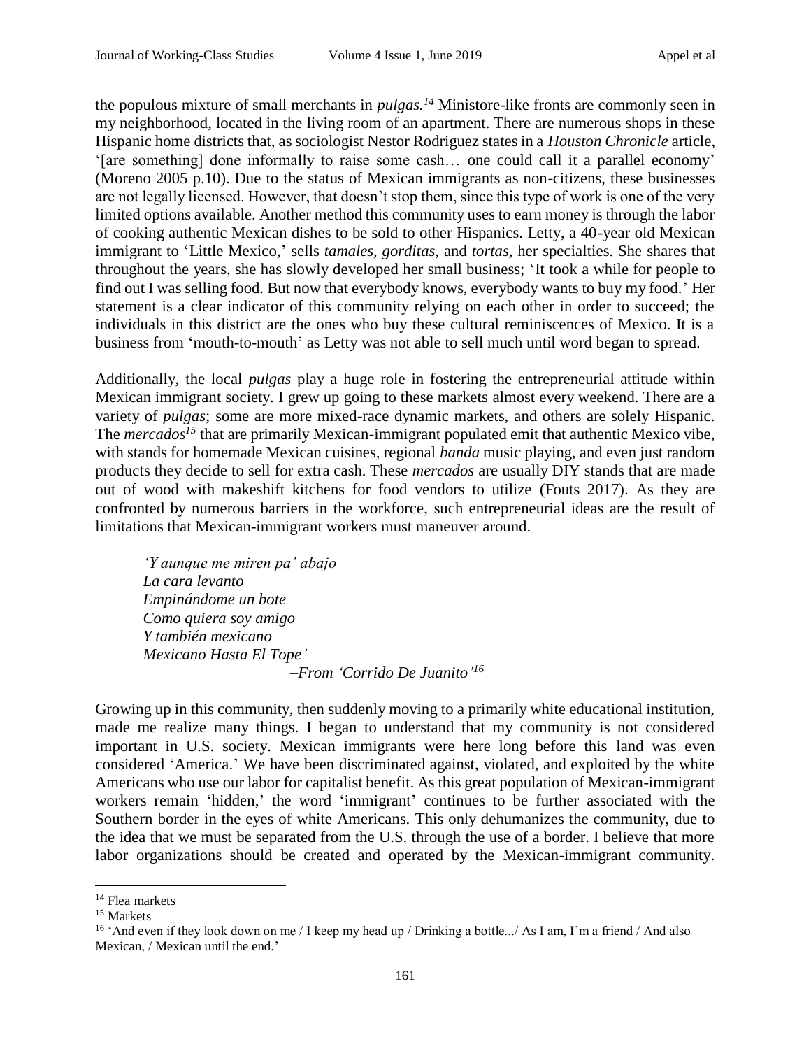the populous mixture of small merchants in *pulgas.*[14] Ministore-like fronts are commonly seen in my neighborhood, located in the living room of an apartment. There are numerous shops in these Hispanic home districts that, as sociologist Nestor Rodriguez states in a *Houston Chronicle* article, '[are something] done informally to raise some cash… one could call it a parallel economy' (Moreno 2005 p.10). Due to the status of Mexican immigrants as non-citizens, these businesses are not legally licensed. However, that doesn't stop them, since this type of work is one of the very limited options available. Another method this community uses to earn money is through the labor of cooking authentic Mexican dishes to be sold to other Hispanics. Letty, a 40-year old Mexican immigrant to 'Little Mexico,' sells *tamales*, *gorditas,* and *tortas*, her specialties. She shares that throughout the years, she has slowly developed her small business; 'It took a while for people to find out I was selling food. But now that everybody knows, everybody wants to buy my food.' Her statement is a clear indicator of this community relying on each other in order to succeed; the individuals in this district are the ones who buy these cultural reminiscences of Mexico. It is a business from 'mouth-to-mouth' as Letty was not able to sell much until word began to spread.

Additionally, the local *pulgas* play a huge role in fostering the entrepreneurial attitude within Mexican immigrant society. I grew up going to these markets almost every weekend. There are a variety of *pulgas*; some are more mixed-race dynamic markets, and others are solely Hispanic. The *mercados*[15] that are primarily Mexican-immigrant populated emit that authentic Mexico vibe, with stands for homemade Mexican cuisines, regional *banda* music playing, and even just random products they decide to sell for extra cash. These *mercados* are usually DIY stands that are made out of wood with makeshift kitchens for food vendors to utilize (Fouts 2017). As they are confronted by numerous barriers in the workforce, such entrepreneurial ideas are the result of limitations that Mexican-immigrant workers must maneuver around.

> *'Y aunque me miren pa' abajo*
> *La cara levanto*
> *Empinándome un bote*
> *Como quiera soy amigo*
> *Y también mexicano*
> *Mexicano Hasta El Tope'*
>
> *–From 'Corrido De Juanito'*[16]

Growing up in this community, then suddenly moving to a primarily white educational institution, made me realize many things. I began to understand that my community is not considered important in U.S. society. Mexican immigrants were here long before this land was even considered 'America.' We have been discriminated against, violated, and exploited by the white Americans who use our labor for capitalist benefit. As this great population of Mexican-immigrant workers remain 'hidden,' the word 'immigrant' continues to be further associated with the Southern border in the eyes of white Americans. This only dehumanizes the community, due to the idea that we must be separated from the U.S. through the use of a border. I believe that more labor organizations should be created and operated by the Mexican-immigrant community.

---

[14] Flea markets

[15] Markets

[16] 'And even if they look down on me / I keep my head up / Drinking a bottle.../ As I am, I'm a friend / And also Mexican, / Mexican until the end.'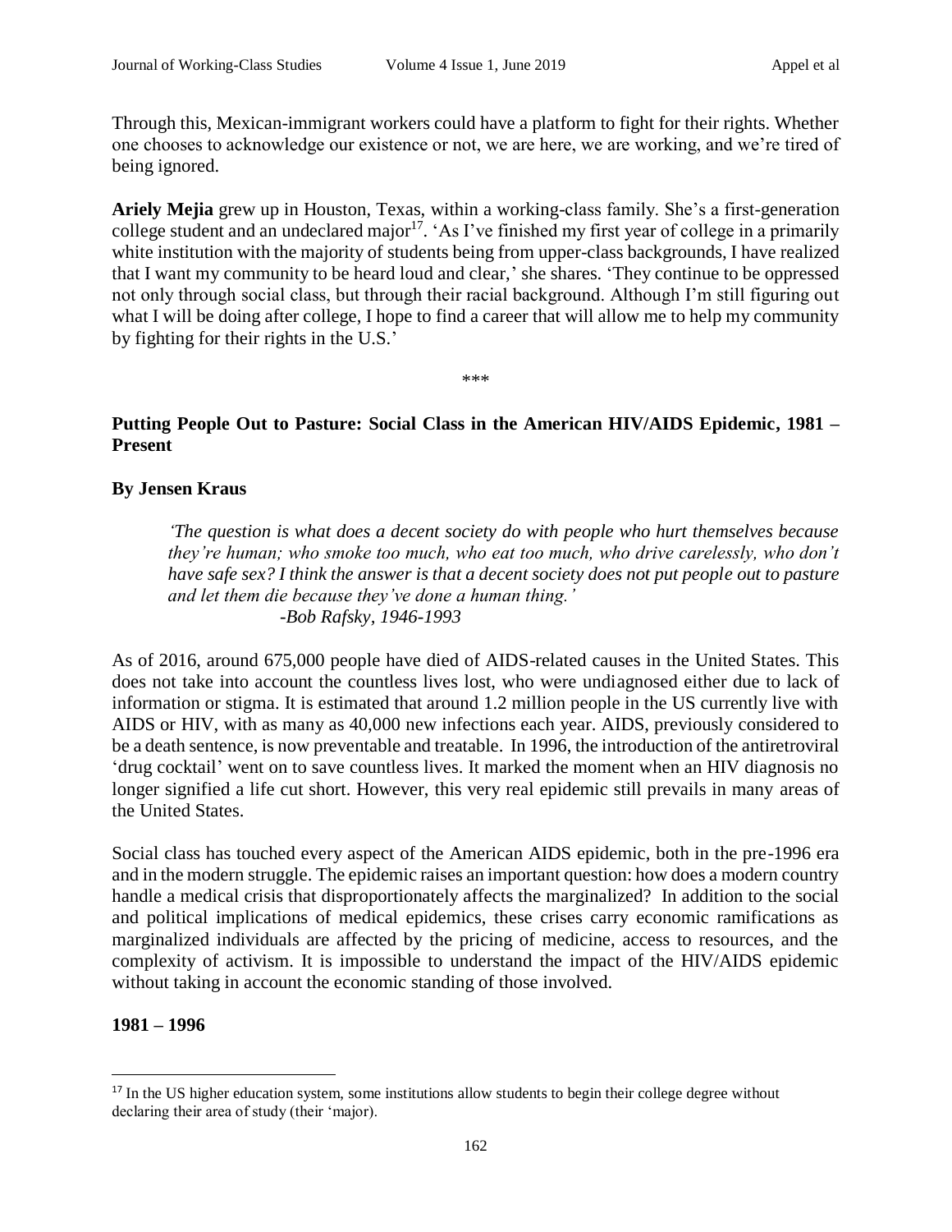Through this, Mexican-immigrant workers could have a platform to fight for their rights. Whether one chooses to acknowledge our existence or not, we are here, we are working, and we're tired of being ignored.

**Ariely Mejia** grew up in Houston, Texas, within a working-class family. She's a first-generation college student and an undeclared major[17]. 'As I've finished my first year of college in a primarily white institution with the majority of students being from upper-class backgrounds, I have realized that I want my community to be heard loud and clear,' she shares. 'They continue to be oppressed not only through social class, but through their racial background. Although I'm still figuring out what I will be doing after college, I hope to find a career that will allow me to help my community by fighting for their rights in the U.S.'

***

## Putting People Out to Pasture: Social Class in the American HIV/AIDS Epidemic, 1981 – Present

**By Jensen Kraus**

> *'The question is what does a decent society do with people who hurt themselves because they're human; who smoke too much, who eat too much, who drive carelessly, who don't have safe sex? I think the answer is that a decent society does not put people out to pasture and let them die because they've done a human thing.'*
>
> *-Bob Rafsky, 1946-1993*

As of 2016, around 675,000 people have died of AIDS-related causes in the United States. This does not take into account the countless lives lost, who were undiagnosed either due to lack of information or stigma. It is estimated that around 1.2 million people in the US currently live with AIDS or HIV, with as many as 40,000 new infections each year. AIDS, previously considered to be a death sentence, is now preventable and treatable. In 1996, the introduction of the antiretroviral 'drug cocktail' went on to save countless lives. It marked the moment when an HIV diagnosis no longer signified a life cut short. However, this very real epidemic still prevails in many areas of the United States.

Social class has touched every aspect of the American AIDS epidemic, both in the pre-1996 era and in the modern struggle. The epidemic raises an important question: how does a modern country handle a medical crisis that disproportionately affects the marginalized? In addition to the social and political implications of medical epidemics, these crises carry economic ramifications as marginalized individuals are affected by the pricing of medicine, access to resources, and the complexity of activism. It is impossible to understand the impact of the HIV/AIDS epidemic without taking in account the economic standing of those involved.

### 1981 – 1996

[17] In the US higher education system, some institutions allow students to begin their college degree without declaring their area of study (their 'major).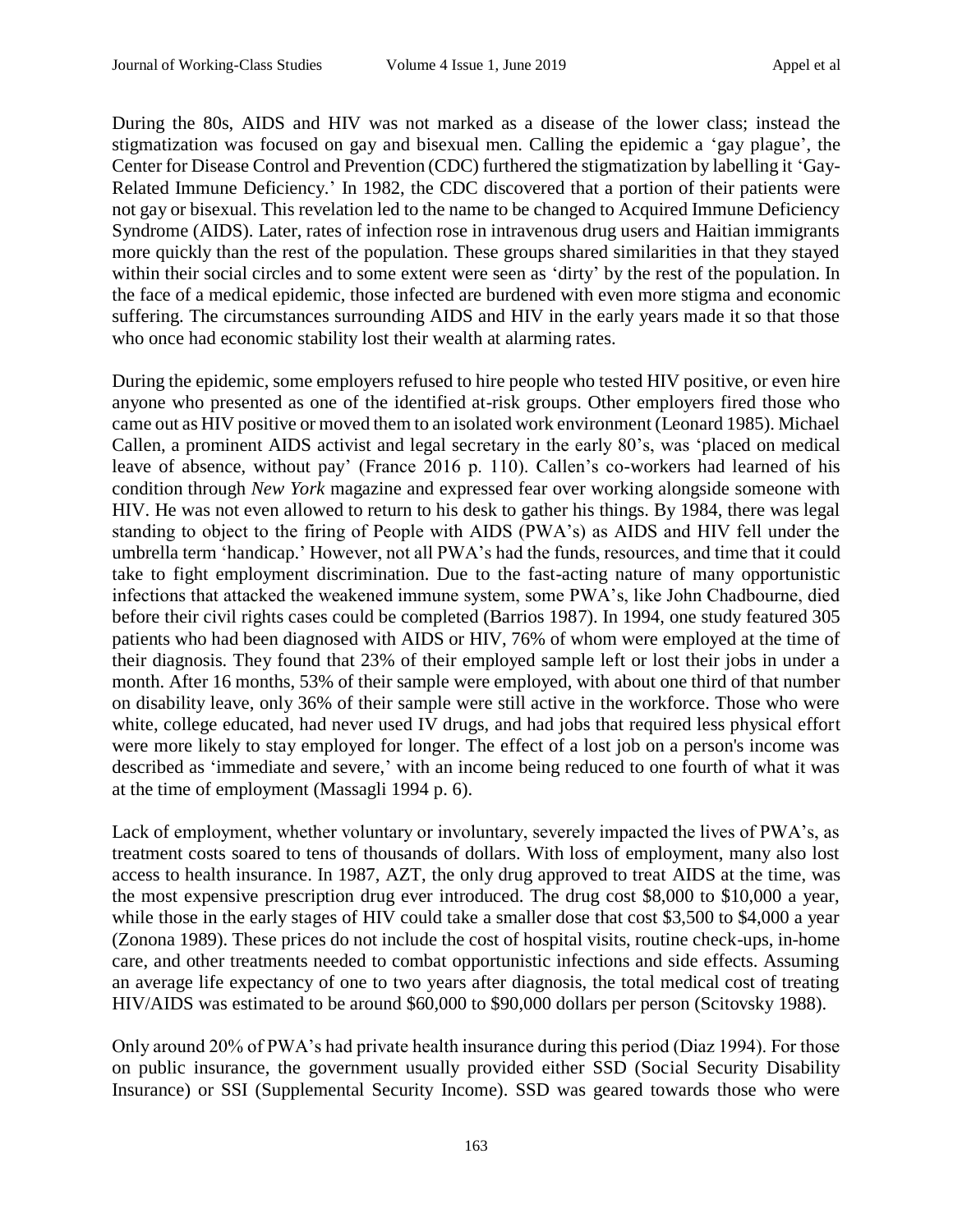During the 80s, AIDS and HIV was not marked as a disease of the lower class; instead the stigmatization was focused on gay and bisexual men. Calling the epidemic a 'gay plague', the Center for Disease Control and Prevention (CDC) furthered the stigmatization by labelling it 'Gay-Related Immune Deficiency.' In 1982, the CDC discovered that a portion of their patients were not gay or bisexual. This revelation led to the name to be changed to Acquired Immune Deficiency Syndrome (AIDS). Later, rates of infection rose in intravenous drug users and Haitian immigrants more quickly than the rest of the population. These groups shared similarities in that they stayed within their social circles and to some extent were seen as 'dirty' by the rest of the population. In the face of a medical epidemic, those infected are burdened with even more stigma and economic suffering. The circumstances surrounding AIDS and HIV in the early years made it so that those who once had economic stability lost their wealth at alarming rates.

During the epidemic, some employers refused to hire people who tested HIV positive, or even hire anyone who presented as one of the identified at-risk groups. Other employers fired those who came out as HIV positive or moved them to an isolated work environment (Leonard 1985). Michael Callen, a prominent AIDS activist and legal secretary in the early 80's, was 'placed on medical leave of absence, without pay' (France 2016 p. 110). Callen's co-workers had learned of his condition through *New York* magazine and expressed fear over working alongside someone with HIV. He was not even allowed to return to his desk to gather his things. By 1984, there was legal standing to object to the firing of People with AIDS (PWA's) as AIDS and HIV fell under the umbrella term 'handicap.' However, not all PWA's had the funds, resources, and time that it could take to fight employment discrimination. Due to the fast-acting nature of many opportunistic infections that attacked the weakened immune system, some PWA's, like John Chadbourne, died before their civil rights cases could be completed (Barrios 1987). In 1994, one study featured 305 patients who had been diagnosed with AIDS or HIV, 76% of whom were employed at the time of their diagnosis. They found that 23% of their employed sample left or lost their jobs in under a month. After 16 months, 53% of their sample were employed, with about one third of that number on disability leave, only 36% of their sample were still active in the workforce. Those who were white, college educated, had never used IV drugs, and had jobs that required less physical effort were more likely to stay employed for longer. The effect of a lost job on a person's income was described as 'immediate and severe,' with an income being reduced to one fourth of what it was at the time of employment (Massagli 1994 p. 6).

Lack of employment, whether voluntary or involuntary, severely impacted the lives of PWA's, as treatment costs soared to tens of thousands of dollars. With loss of employment, many also lost access to health insurance. In 1987, AZT, the only drug approved to treat AIDS at the time, was the most expensive prescription drug ever introduced. The drug cost $8,000 to $10,000 a year, while those in the early stages of HIV could take a smaller dose that cost $3,500 to $4,000 a year (Zonona 1989). These prices do not include the cost of hospital visits, routine check-ups, in-home care, and other treatments needed to combat opportunistic infections and side effects. Assuming an average life expectancy of one to two years after diagnosis, the total medical cost of treating HIV/AIDS was estimated to be around $60,000 to $90,000 dollars per person (Scitovsky 1988).

Only around 20% of PWA's had private health insurance during this period (Diaz 1994). For those on public insurance, the government usually provided either SSD (Social Security Disability Insurance) or SSI (Supplemental Security Income). SSD was geared towards those who were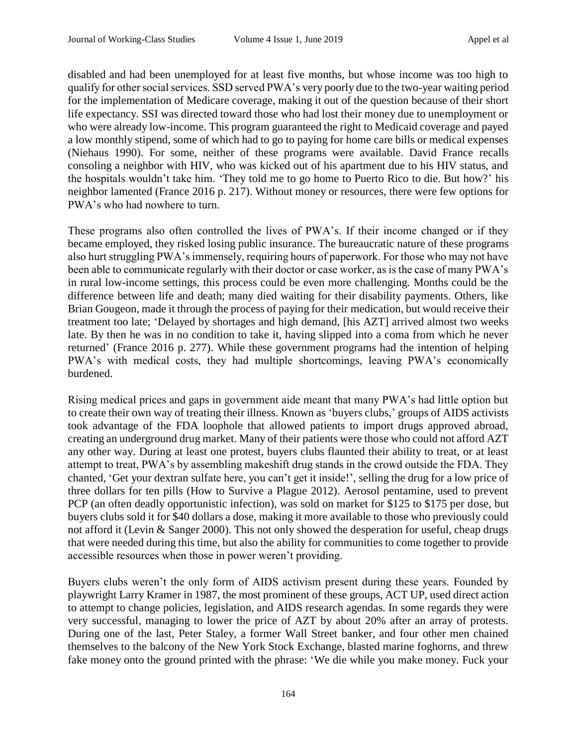disabled and had been unemployed for at least five months, but whose income was too high to qualify for other social services. SSD served PWA's very poorly due to the two-year waiting period for the implementation of Medicare coverage, making it out of the question because of their short life expectancy. SSI was directed toward those who had lost their money due to unemployment or who were already low-income. This program guaranteed the right to Medicaid coverage and payed a low monthly stipend, some of which had to go to paying for home care bills or medical expenses (Niehaus 1990). For some, neither of these programs were available. David France recalls consoling a neighbor with HIV, who was kicked out of his apartment due to his HIV status, and the hospitals wouldn't take him. 'They told me to go home to Puerto Rico to die. But how?' his neighbor lamented (France 2016 p. 217). Without money or resources, there were few options for PWA's who had nowhere to turn.

These programs also often controlled the lives of PWA's. If their income changed or if they became employed, they risked losing public insurance. The bureaucratic nature of these programs also hurt struggling PWA's immensely, requiring hours of paperwork. For those who may not have been able to communicate regularly with their doctor or case worker, as is the case of many PWA's in rural low-income settings, this process could be even more challenging. Months could be the difference between life and death; many died waiting for their disability payments. Others, like Brian Gougeon, made it through the process of paying for their medication, but would receive their treatment too late; 'Delayed by shortages and high demand, [his AZT] arrived almost two weeks late. By then he was in no condition to take it, having slipped into a coma from which he never returned' (France 2016 p. 277). While these government programs had the intention of helping PWA's with medical costs, they had multiple shortcomings, leaving PWA's economically burdened.

Rising medical prices and gaps in government aide meant that many PWA's had little option but to create their own way of treating their illness. Known as 'buyers clubs,' groups of AIDS activists took advantage of the FDA loophole that allowed patients to import drugs approved abroad, creating an underground drug market. Many of their patients were those who could not afford AZT any other way. During at least one protest, buyers clubs flaunted their ability to treat, or at least attempt to treat, PWA's by assembling makeshift drug stands in the crowd outside the FDA. They chanted, 'Get your dextran sulfate here, you can't get it inside!', selling the drug for a low price of three dollars for ten pills (How to Survive a Plague 2012). Aerosol pentamine, used to prevent PCP (an often deadly opportunistic infection), was sold on market for $125 to $175 per dose, but buyers clubs sold it for $40 dollars a dose, making it more available to those who previously could not afford it (Levin & Sanger 2000). This not only showed the desperation for useful, cheap drugs that were needed during this time, but also the ability for communities to come together to provide accessible resources when those in power weren't providing.

Buyers clubs weren't the only form of AIDS activism present during these years. Founded by playwright Larry Kramer in 1987, the most prominent of these groups, ACT UP, used direct action to attempt to change policies, legislation, and AIDS research agendas. In some regards they were very successful, managing to lower the price of AZT by about 20% after an array of protests. During one of the last, Peter Staley, a former Wall Street banker, and four other men chained themselves to the balcony of the New York Stock Exchange, blasted marine foghorns, and threw fake money onto the ground printed with the phrase: 'We die while you make money. Fuck your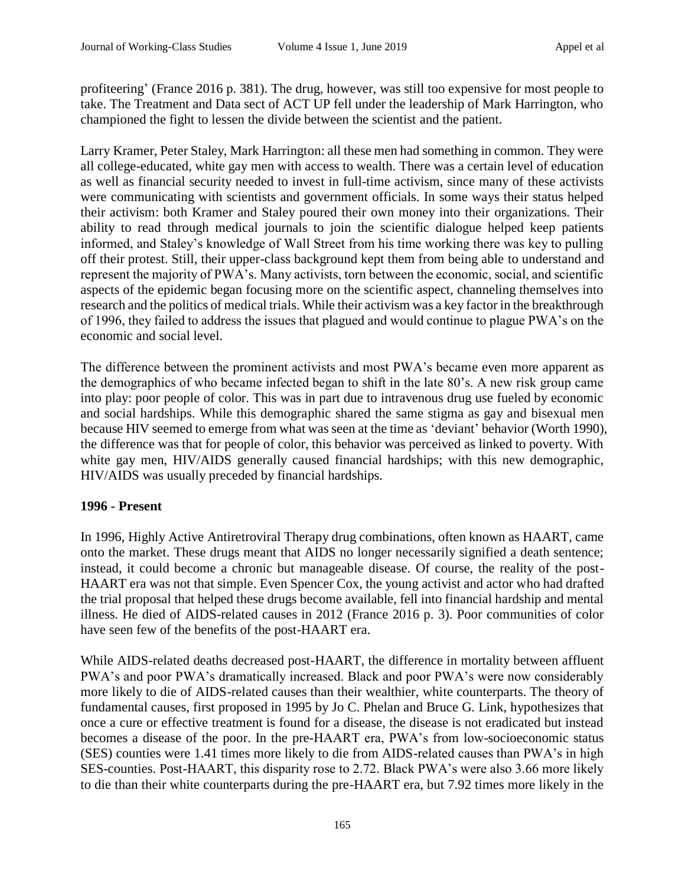profiteering' (France 2016 p. 381). The drug, however, was still too expensive for most people to take. The Treatment and Data sect of ACT UP fell under the leadership of Mark Harrington, who championed the fight to lessen the divide between the scientist and the patient.

Larry Kramer, Peter Staley, Mark Harrington: all these men had something in common. They were all college-educated, white gay men with access to wealth. There was a certain level of education as well as financial security needed to invest in full-time activism, since many of these activists were communicating with scientists and government officials. In some ways their status helped their activism: both Kramer and Staley poured their own money into their organizations. Their ability to read through medical journals to join the scientific dialogue helped keep patients informed, and Staley's knowledge of Wall Street from his time working there was key to pulling off their protest. Still, their upper-class background kept them from being able to understand and represent the majority of PWA's. Many activists, torn between the economic, social, and scientific aspects of the epidemic began focusing more on the scientific aspect, channeling themselves into research and the politics of medical trials. While their activism was a key factor in the breakthrough of 1996, they failed to address the issues that plagued and would continue to plague PWA's on the economic and social level.

The difference between the prominent activists and most PWA's became even more apparent as the demographics of who became infected began to shift in the late 80's. A new risk group came into play: poor people of color. This was in part due to intravenous drug use fueled by economic and social hardships. While this demographic shared the same stigma as gay and bisexual men because HIV seemed to emerge from what was seen at the time as 'deviant' behavior (Worth 1990), the difference was that for people of color, this behavior was perceived as linked to poverty. With white gay men, HIV/AIDS generally caused financial hardships; with this new demographic, HIV/AIDS was usually preceded by financial hardships.

**1996 - Present**

In 1996, Highly Active Antiretroviral Therapy drug combinations, often known as HAART, came onto the market. These drugs meant that AIDS no longer necessarily signified a death sentence; instead, it could become a chronic but manageable disease. Of course, the reality of the post-HAART era was not that simple. Even Spencer Cox, the young activist and actor who had drafted the trial proposal that helped these drugs become available, fell into financial hardship and mental illness. He died of AIDS-related causes in 2012 (France 2016 p. 3). Poor communities of color have seen few of the benefits of the post-HAART era.

While AIDS-related deaths decreased post-HAART, the difference in mortality between affluent PWA's and poor PWA's dramatically increased. Black and poor PWA's were now considerably more likely to die of AIDS-related causes than their wealthier, white counterparts. The theory of fundamental causes, first proposed in 1995 by Jo C. Phelan and Bruce G. Link, hypothesizes that once a cure or effective treatment is found for a disease, the disease is not eradicated but instead becomes a disease of the poor. In the pre-HAART era, PWA's from low-socioeconomic status (SES) counties were 1.41 times more likely to die from AIDS-related causes than PWA's in high SES-counties. Post-HAART, this disparity rose to 2.72. Black PWA's were also 3.66 more likely to die than their white counterparts during the pre-HAART era, but 7.92 times more likely in the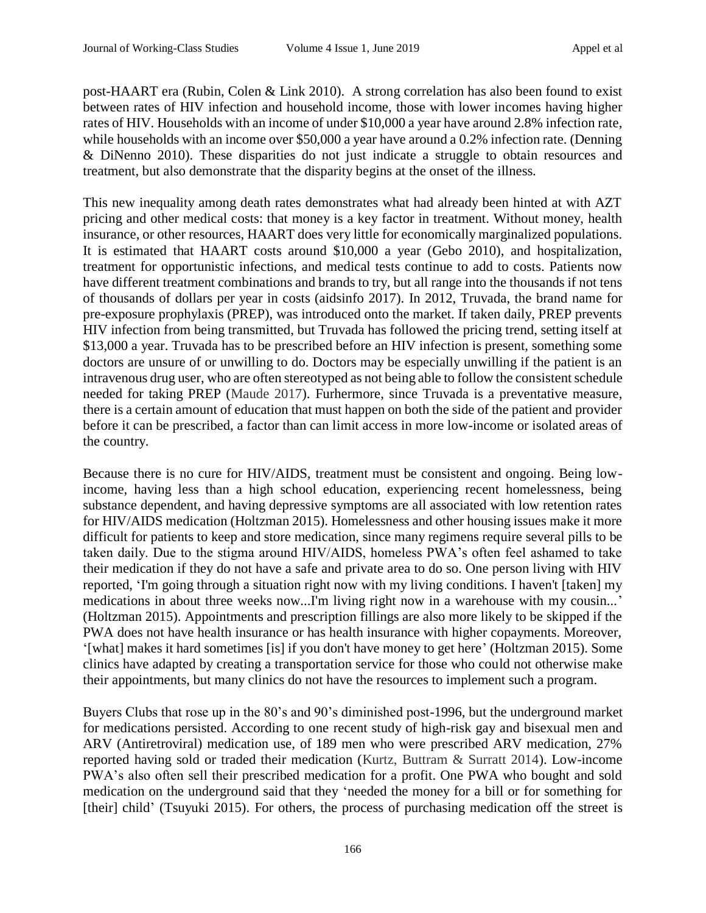post-HAART era (Rubin, Colen & Link 2010). A strong correlation has also been found to exist between rates of HIV infection and household income, those with lower incomes having higher rates of HIV. Households with an income of under $10,000 a year have around 2.8% infection rate, while households with an income over $50,000 a year have around a 0.2% infection rate. (Denning & DiNenno 2010). These disparities do not just indicate a struggle to obtain resources and treatment, but also demonstrate that the disparity begins at the onset of the illness.

This new inequality among death rates demonstrates what had already been hinted at with AZT pricing and other medical costs: that money is a key factor in treatment. Without money, health insurance, or other resources, HAART does very little for economically marginalized populations. It is estimated that HAART costs around $10,000 a year (Gebo 2010), and hospitalization, treatment for opportunistic infections, and medical tests continue to add to costs. Patients now have different treatment combinations and brands to try, but all range into the thousands if not tens of thousands of dollars per year in costs (aidsinfo 2017). In 2012, Truvada, the brand name for pre-exposure prophylaxis (PREP), was introduced onto the market. If taken daily, PREP prevents HIV infection from being transmitted, but Truvada has followed the pricing trend, setting itself at $13,000 a year. Truvada has to be prescribed before an HIV infection is present, something some doctors are unsure of or unwilling to do. Doctors may be especially unwilling if the patient is an intravenous drug user, who are often stereotyped as not being able to follow the consistent schedule needed for taking PREP (Maude 2017). Furhermore, since Truvada is a preventative measure, there is a certain amount of education that must happen on both the side of the patient and provider before it can be prescribed, a factor than can limit access in more low-income or isolated areas of the country.

Because there is no cure for HIV/AIDS, treatment must be consistent and ongoing. Being low-income, having less than a high school education, experiencing recent homelessness, being substance dependent, and having depressive symptoms are all associated with low retention rates for HIV/AIDS medication (Holtzman 2015). Homelessness and other housing issues make it more difficult for patients to keep and store medication, since many regimens require several pills to be taken daily. Due to the stigma around HIV/AIDS, homeless PWA's often feel ashamed to take their medication if they do not have a safe and private area to do so. One person living with HIV reported, 'I'm going through a situation right now with my living conditions. I haven't [taken] my medications in about three weeks now...I'm living right now in a warehouse with my cousin...' (Holtzman 2015). Appointments and prescription fillings are also more likely to be skipped if the PWA does not have health insurance or has health insurance with higher copayments. Moreover, '[what] makes it hard sometimes [is] if you don't have money to get here' (Holtzman 2015). Some clinics have adapted by creating a transportation service for those who could not otherwise make their appointments, but many clinics do not have the resources to implement such a program.

Buyers Clubs that rose up in the 80's and 90's diminished post-1996, but the underground market for medications persisted. According to one recent study of high-risk gay and bisexual men and ARV (Antiretroviral) medication use, of 189 men who were prescribed ARV medication, 27% reported having sold or traded their medication (Kurtz, Buttram & Surratt 2014). Low-income PWA's also often sell their prescribed medication for a profit. One PWA who bought and sold medication on the underground said that they 'needed the money for a bill or for something for [their] child' (Tsuyuki 2015). For others, the process of purchasing medication off the street is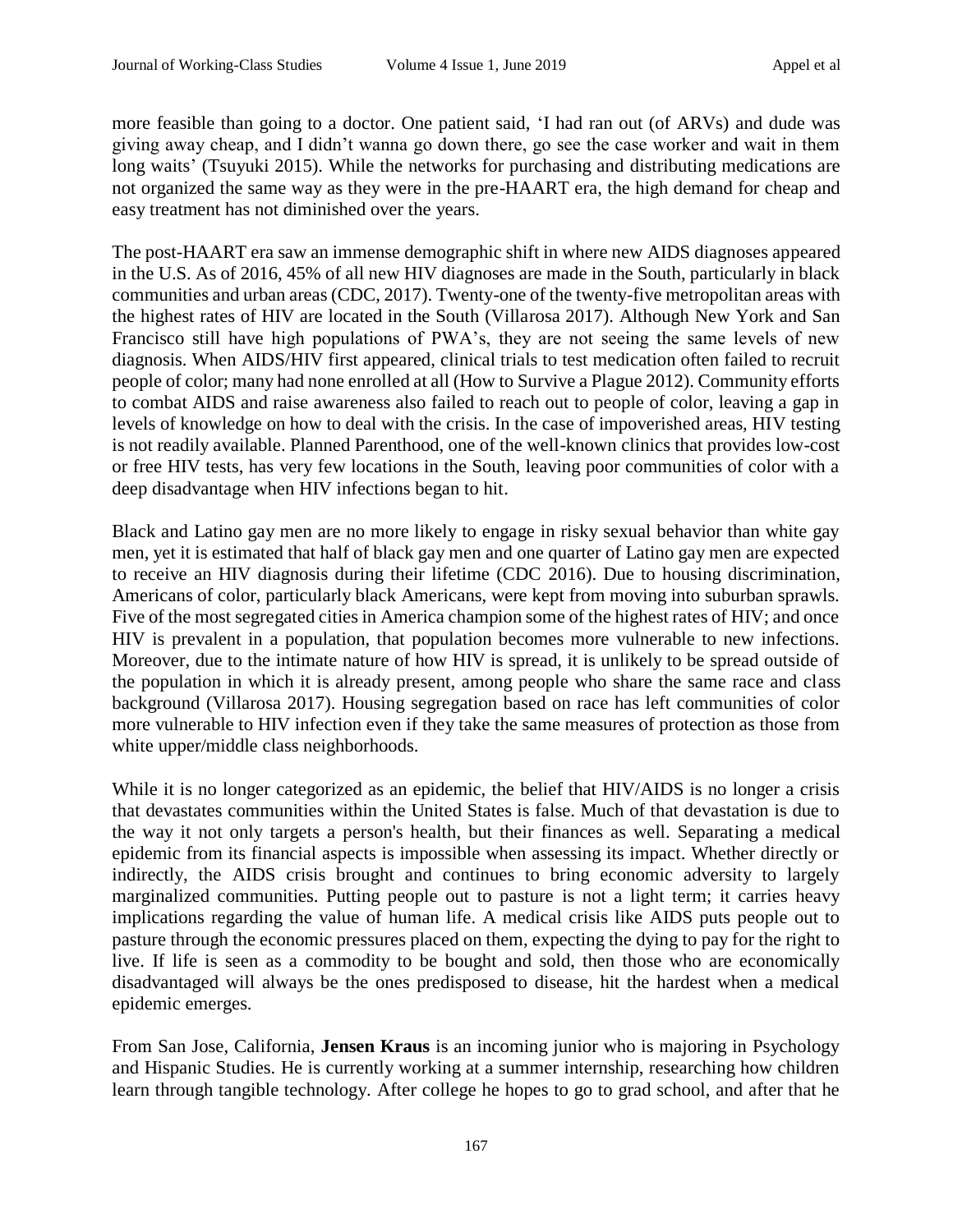more feasible than going to a doctor. One patient said, 'I had ran out (of ARVs) and dude was giving away cheap, and I didn't wanna go down there, go see the case worker and wait in them long waits' (Tsuyuki 2015). While the networks for purchasing and distributing medications are not organized the same way as they were in the pre-HAART era, the high demand for cheap and easy treatment has not diminished over the years.

The post-HAART era saw an immense demographic shift in where new AIDS diagnoses appeared in the U.S. As of 2016, 45% of all new HIV diagnoses are made in the South, particularly in black communities and urban areas (CDC, 2017). Twenty-one of the twenty-five metropolitan areas with the highest rates of HIV are located in the South (Villarosa 2017). Although New York and San Francisco still have high populations of PWA's, they are not seeing the same levels of new diagnosis. When AIDS/HIV first appeared, clinical trials to test medication often failed to recruit people of color; many had none enrolled at all (How to Survive a Plague 2012). Community efforts to combat AIDS and raise awareness also failed to reach out to people of color, leaving a gap in levels of knowledge on how to deal with the crisis. In the case of impoverished areas, HIV testing is not readily available. Planned Parenthood, one of the well-known clinics that provides low-cost or free HIV tests, has very few locations in the South, leaving poor communities of color with a deep disadvantage when HIV infections began to hit.

Black and Latino gay men are no more likely to engage in risky sexual behavior than white gay men, yet it is estimated that half of black gay men and one quarter of Latino gay men are expected to receive an HIV diagnosis during their lifetime (CDC 2016). Due to housing discrimination, Americans of color, particularly black Americans, were kept from moving into suburban sprawls. Five of the most segregated cities in America champion some of the highest rates of HIV; and once HIV is prevalent in a population, that population becomes more vulnerable to new infections. Moreover, due to the intimate nature of how HIV is spread, it is unlikely to be spread outside of the population in which it is already present, among people who share the same race and class background (Villarosa 2017). Housing segregation based on race has left communities of color more vulnerable to HIV infection even if they take the same measures of protection as those from white upper/middle class neighborhoods.

While it is no longer categorized as an epidemic, the belief that HIV/AIDS is no longer a crisis that devastates communities within the United States is false. Much of that devastation is due to the way it not only targets a person's health, but their finances as well. Separating a medical epidemic from its financial aspects is impossible when assessing its impact. Whether directly or indirectly, the AIDS crisis brought and continues to bring economic adversity to largely marginalized communities. Putting people out to pasture is not a light term; it carries heavy implications regarding the value of human life. A medical crisis like AIDS puts people out to pasture through the economic pressures placed on them, expecting the dying to pay for the right to live. If life is seen as a commodity to be bought and sold, then those who are economically disadvantaged will always be the ones predisposed to disease, hit the hardest when a medical epidemic emerges.

From San Jose, California, **Jensen Kraus** is an incoming junior who is majoring in Psychology and Hispanic Studies. He is currently working at a summer internship, researching how children learn through tangible technology. After college he hopes to go to grad school, and after that he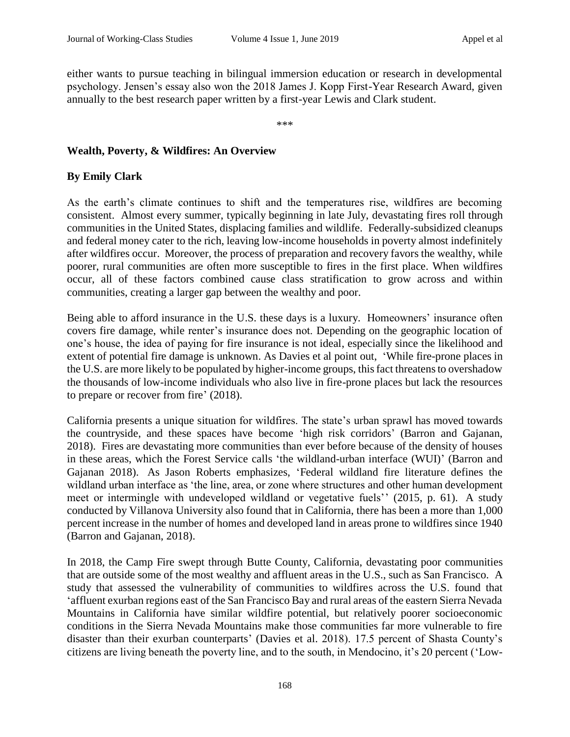either wants to pursue teaching in bilingual immersion education or research in developmental psychology. Jensen's essay also won the 2018 James J. Kopp First-Year Research Award, given annually to the best research paper written by a first-year Lewis and Clark student.

***

**Wealth, Poverty, & Wildfires: An Overview**

**By Emily Clark**

As the earth's climate continues to shift and the temperatures rise, wildfires are becoming consistent. Almost every summer, typically beginning in late July, devastating fires roll through communities in the United States, displacing families and wildlife. Federally-subsidized cleanups and federal money cater to the rich, leaving low-income households in poverty almost indefinitely after wildfires occur. Moreover, the process of preparation and recovery favors the wealthy, while poorer, rural communities are often more susceptible to fires in the first place. When wildfires occur, all of these factors combined cause class stratification to grow across and within communities, creating a larger gap between the wealthy and poor.

Being able to afford insurance in the U.S. these days is a luxury. Homeowners' insurance often covers fire damage, while renter's insurance does not. Depending on the geographic location of one's house, the idea of paying for fire insurance is not ideal, especially since the likelihood and extent of potential fire damage is unknown. As Davies et al point out, 'While fire-prone places in the U.S. are more likely to be populated by higher-income groups, this fact threatens to overshadow the thousands of low-income individuals who also live in fire-prone places but lack the resources to prepare or recover from fire' (2018).

California presents a unique situation for wildfires. The state's urban sprawl has moved towards the countryside, and these spaces have become 'high risk corridors' (Barron and Gajanan, 2018). Fires are devastating more communities than ever before because of the density of houses in these areas, which the Forest Service calls 'the wildland-urban interface (WUI)' (Barron and Gajanan 2018). As Jason Roberts emphasizes, 'Federal wildland fire literature defines the wildland urban interface as 'the line, area, or zone where structures and other human development meet or intermingle with undeveloped wildland or vegetative fuels'' (2015, p. 61). A study conducted by Villanova University also found that in California, there has been a more than 1,000 percent increase in the number of homes and developed land in areas prone to wildfires since 1940 (Barron and Gajanan, 2018).

In 2018, the Camp Fire swept through Butte County, California, devastating poor communities that are outside some of the most wealthy and affluent areas in the U.S., such as San Francisco. A study that assessed the vulnerability of communities to wildfires across the U.S. found that 'affluent exurban regions east of the San Francisco Bay and rural areas of the eastern Sierra Nevada Mountains in California have similar wildfire potential, but relatively poorer socioeconomic conditions in the Sierra Nevada Mountains make those communities far more vulnerable to fire disaster than their exurban counterparts' (Davies et al. 2018). 17.5 percent of Shasta County's citizens are living beneath the poverty line, and to the south, in Mendocino, it's 20 percent ('Low-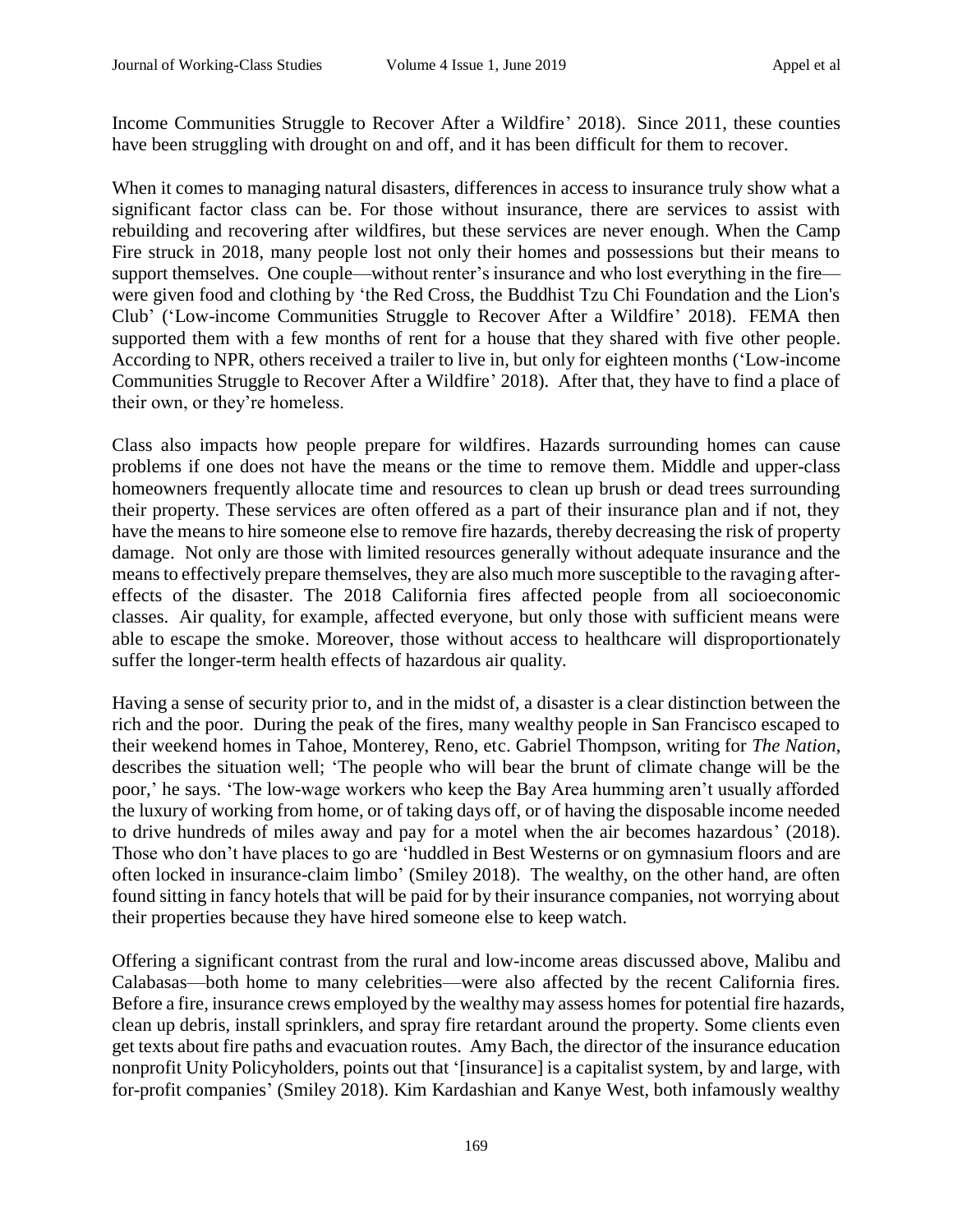Income Communities Struggle to Recover After a Wildfire' 2018). Since 2011, these counties have been struggling with drought on and off, and it has been difficult for them to recover.

When it comes to managing natural disasters, differences in access to insurance truly show what a significant factor class can be. For those without insurance, there are services to assist with rebuilding and recovering after wildfires, but these services are never enough. When the Camp Fire struck in 2018, many people lost not only their homes and possessions but their means to support themselves. One couple—without renter's insurance and who lost everything in the fire—were given food and clothing by 'the Red Cross, the Buddhist Tzu Chi Foundation and the Lion's Club' ('Low-income Communities Struggle to Recover After a Wildfire' 2018). FEMA then supported them with a few months of rent for a house that they shared with five other people. According to NPR, others received a trailer to live in, but only for eighteen months ('Low-income Communities Struggle to Recover After a Wildfire' 2018). After that, they have to find a place of their own, or they're homeless.

Class also impacts how people prepare for wildfires. Hazards surrounding homes can cause problems if one does not have the means or the time to remove them. Middle and upper-class homeowners frequently allocate time and resources to clean up brush or dead trees surrounding their property. These services are often offered as a part of their insurance plan and if not, they have the means to hire someone else to remove fire hazards, thereby decreasing the risk of property damage. Not only are those with limited resources generally without adequate insurance and the means to effectively prepare themselves, they are also much more susceptible to the ravaging after-effects of the disaster. The 2018 California fires affected people from all socioeconomic classes. Air quality, for example, affected everyone, but only those with sufficient means were able to escape the smoke. Moreover, those without access to healthcare will disproportionately suffer the longer-term health effects of hazardous air quality.

Having a sense of security prior to, and in the midst of, a disaster is a clear distinction between the rich and the poor. During the peak of the fires, many wealthy people in San Francisco escaped to their weekend homes in Tahoe, Monterey, Reno, etc. Gabriel Thompson, writing for *The Nation*, describes the situation well; 'The people who will bear the brunt of climate change will be the poor,' he says. 'The low-wage workers who keep the Bay Area humming aren't usually afforded the luxury of working from home, or of taking days off, or of having the disposable income needed to drive hundreds of miles away and pay for a motel when the air becomes hazardous' (2018). Those who don't have places to go are 'huddled in Best Westerns or on gymnasium floors and are often locked in insurance-claim limbo' (Smiley 2018). The wealthy, on the other hand, are often found sitting in fancy hotels that will be paid for by their insurance companies, not worrying about their properties because they have hired someone else to keep watch.

Offering a significant contrast from the rural and low-income areas discussed above, Malibu and Calabasas—both home to many celebrities—were also affected by the recent California fires. Before a fire, insurance crews employed by the wealthy may assess homes for potential fire hazards, clean up debris, install sprinklers, and spray fire retardant around the property. Some clients even get texts about fire paths and evacuation routes. Amy Bach, the director of the insurance education nonprofit Unity Policyholders, points out that '[insurance] is a capitalist system, by and large, with for-profit companies' (Smiley 2018). Kim Kardashian and Kanye West, both infamously wealthy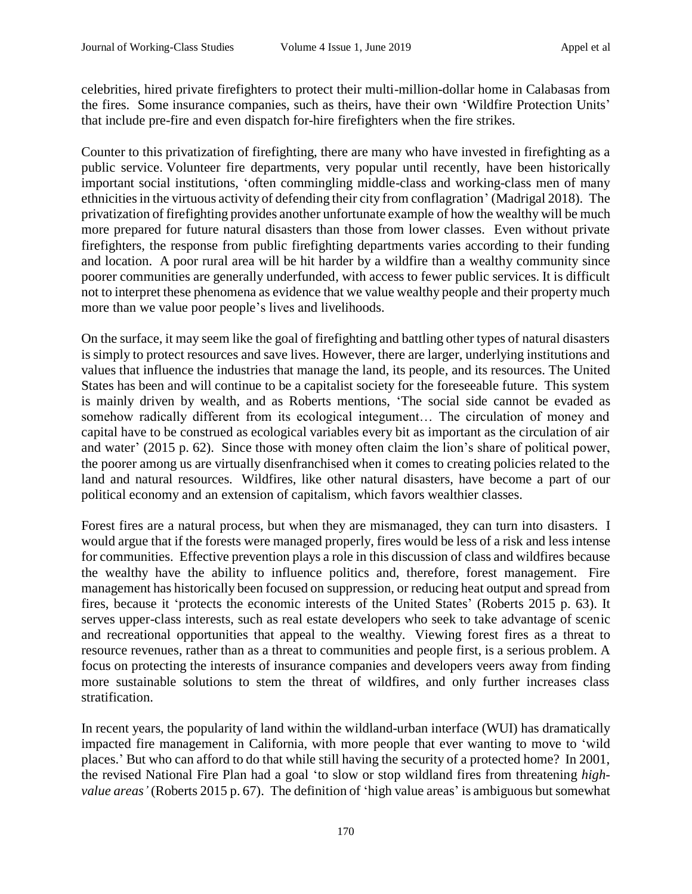celebrities, hired private firefighters to protect their multi-million-dollar home in Calabasas from the fires. Some insurance companies, such as theirs, have their own 'Wildfire Protection Units' that include pre-fire and even dispatch for-hire firefighters when the fire strikes.

Counter to this privatization of firefighting, there are many who have invested in firefighting as a public service. Volunteer fire departments, very popular until recently, have been historically important social institutions, 'often commingling middle-class and working-class men of many ethnicities in the virtuous activity of defending their city from conflagration' (Madrigal 2018). The privatization of firefighting provides another unfortunate example of how the wealthy will be much more prepared for future natural disasters than those from lower classes. Even without private firefighters, the response from public firefighting departments varies according to their funding and location. A poor rural area will be hit harder by a wildfire than a wealthy community since poorer communities are generally underfunded, with access to fewer public services. It is difficult not to interpret these phenomena as evidence that we value wealthy people and their property much more than we value poor people's lives and livelihoods.

On the surface, it may seem like the goal of firefighting and battling other types of natural disasters is simply to protect resources and save lives. However, there are larger, underlying institutions and values that influence the industries that manage the land, its people, and its resources. The United States has been and will continue to be a capitalist society for the foreseeable future. This system is mainly driven by wealth, and as Roberts mentions, 'The social side cannot be evaded as somehow radically different from its ecological integument… The circulation of money and capital have to be construed as ecological variables every bit as important as the circulation of air and water' (2015 p. 62). Since those with money often claim the lion's share of political power, the poorer among us are virtually disenfranchised when it comes to creating policies related to the land and natural resources. Wildfires, like other natural disasters, have become a part of our political economy and an extension of capitalism, which favors wealthier classes.

Forest fires are a natural process, but when they are mismanaged, they can turn into disasters. I would argue that if the forests were managed properly, fires would be less of a risk and less intense for communities. Effective prevention plays a role in this discussion of class and wildfires because the wealthy have the ability to influence politics and, therefore, forest management. Fire management has historically been focused on suppression, or reducing heat output and spread from fires, because it 'protects the economic interests of the United States' (Roberts 2015 p. 63). It serves upper-class interests, such as real estate developers who seek to take advantage of scenic and recreational opportunities that appeal to the wealthy. Viewing forest fires as a threat to resource revenues, rather than as a threat to communities and people first, is a serious problem. A focus on protecting the interests of insurance companies and developers veers away from finding more sustainable solutions to stem the threat of wildfires, and only further increases class stratification.

In recent years, the popularity of land within the wildland-urban interface (WUI) has dramatically impacted fire management in California, with more people that ever wanting to move to 'wild places.' But who can afford to do that while still having the security of a protected home? In 2001, the revised National Fire Plan had a goal 'to slow or stop wildland fires from threatening *high-value areas'* (Roberts 2015 p. 67). The definition of 'high value areas' is ambiguous but somewhat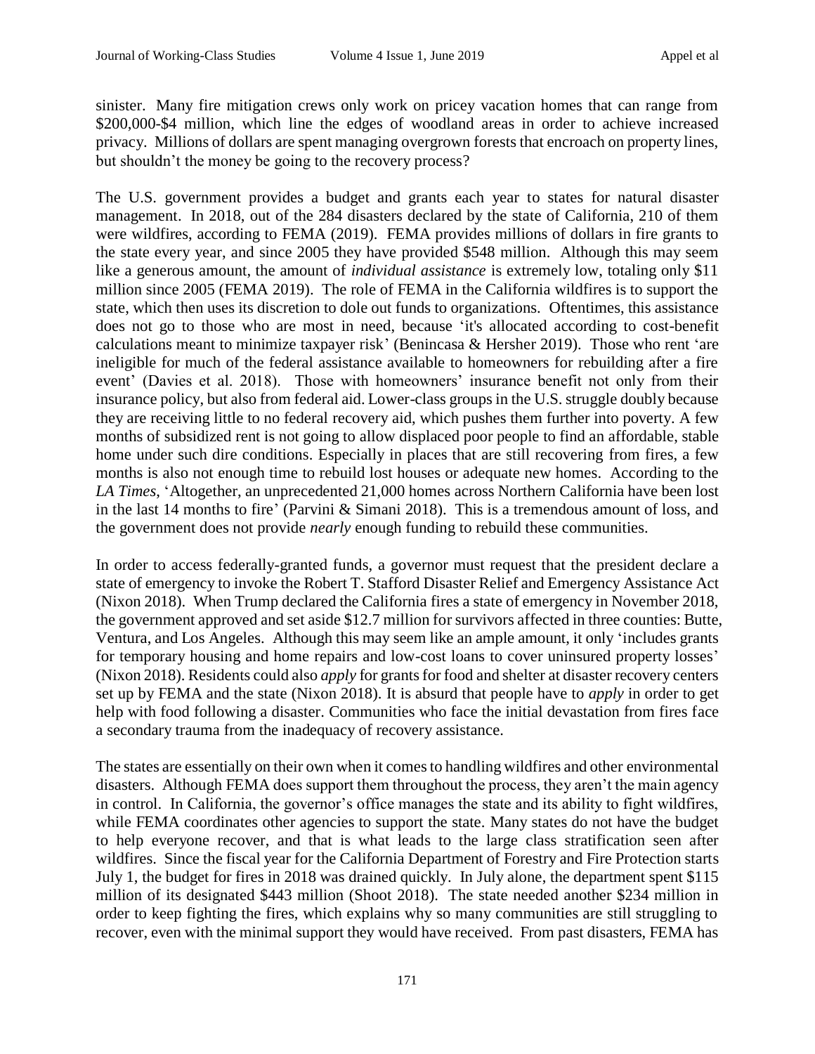sinister. Many fire mitigation crews only work on pricey vacation homes that can range from $200,000-$4 million, which line the edges of woodland areas in order to achieve increased privacy. Millions of dollars are spent managing overgrown forests that encroach on property lines, but shouldn't the money be going to the recovery process?

The U.S. government provides a budget and grants each year to states for natural disaster management. In 2018, out of the 284 disasters declared by the state of California, 210 of them were wildfires, according to FEMA (2019). FEMA provides millions of dollars in fire grants to the state every year, and since 2005 they have provided $548 million. Although this may seem like a generous amount, the amount of *individual assistance* is extremely low, totaling only $11 million since 2005 (FEMA 2019). The role of FEMA in the California wildfires is to support the state, which then uses its discretion to dole out funds to organizations. Oftentimes, this assistance does not go to those who are most in need, because 'it's allocated according to cost-benefit calculations meant to minimize taxpayer risk' (Benincasa & Hersher 2019). Those who rent 'are ineligible for much of the federal assistance available to homeowners for rebuilding after a fire event' (Davies et al. 2018). Those with homeowners' insurance benefit not only from their insurance policy, but also from federal aid. Lower-class groups in the U.S. struggle doubly because they are receiving little to no federal recovery aid, which pushes them further into poverty. A few months of subsidized rent is not going to allow displaced poor people to find an affordable, stable home under such dire conditions. Especially in places that are still recovering from fires, a few months is also not enough time to rebuild lost houses or adequate new homes. According to the *LA Times*, 'Altogether, an unprecedented 21,000 homes across Northern California have been lost in the last 14 months to fire' (Parvini & Simani 2018). This is a tremendous amount of loss, and the government does not provide *nearly* enough funding to rebuild these communities.

In order to access federally-granted funds, a governor must request that the president declare a state of emergency to invoke the Robert T. Stafford Disaster Relief and Emergency Assistance Act (Nixon 2018). When Trump declared the California fires a state of emergency in November 2018, the government approved and set aside $12.7 million for survivors affected in three counties: Butte, Ventura, and Los Angeles. Although this may seem like an ample amount, it only 'includes grants for temporary housing and home repairs and low-cost loans to cover uninsured property losses' (Nixon 2018). Residents could also *apply* for grants for food and shelter at disaster recovery centers set up by FEMA and the state (Nixon 2018). It is absurd that people have to *apply* in order to get help with food following a disaster. Communities who face the initial devastation from fires face a secondary trauma from the inadequacy of recovery assistance.

The states are essentially on their own when it comes to handling wildfires and other environmental disasters. Although FEMA does support them throughout the process, they aren't the main agency in control. In California, the governor's office manages the state and its ability to fight wildfires, while FEMA coordinates other agencies to support the state. Many states do not have the budget to help everyone recover, and that is what leads to the large class stratification seen after wildfires. Since the fiscal year for the California Department of Forestry and Fire Protection starts July 1, the budget for fires in 2018 was drained quickly. In July alone, the department spent $115 million of its designated $443 million (Shoot 2018). The state needed another $234 million in order to keep fighting the fires, which explains why so many communities are still struggling to recover, even with the minimal support they would have received. From past disasters, FEMA has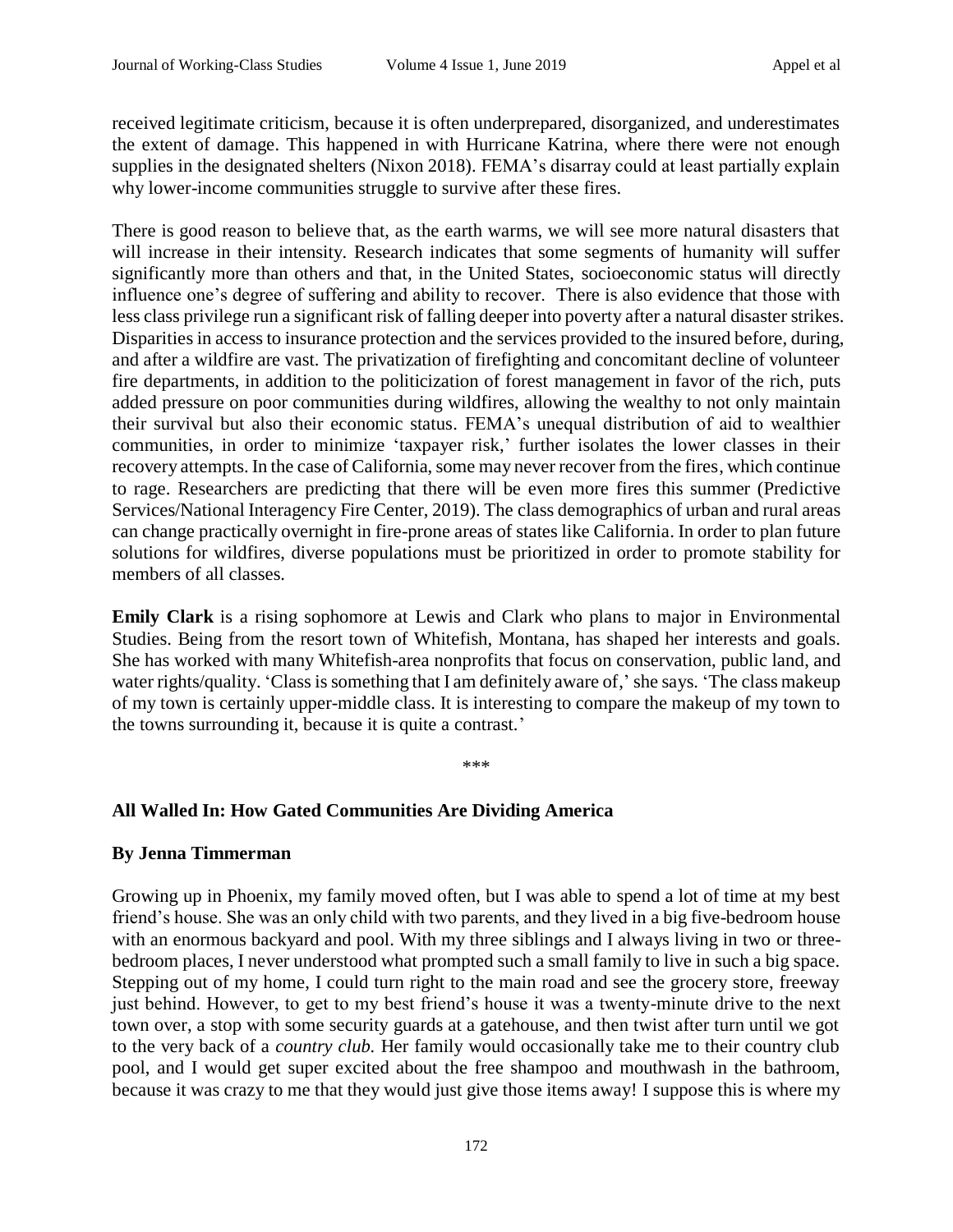received legitimate criticism, because it is often underprepared, disorganized, and underestimates the extent of damage. This happened in with Hurricane Katrina, where there were not enough supplies in the designated shelters (Nixon 2018). FEMA's disarray could at least partially explain why lower-income communities struggle to survive after these fires.

There is good reason to believe that, as the earth warms, we will see more natural disasters that will increase in their intensity. Research indicates that some segments of humanity will suffer significantly more than others and that, in the United States, socioeconomic status will directly influence one's degree of suffering and ability to recover. There is also evidence that those with less class privilege run a significant risk of falling deeper into poverty after a natural disaster strikes. Disparities in access to insurance protection and the services provided to the insured before, during, and after a wildfire are vast. The privatization of firefighting and concomitant decline of volunteer fire departments, in addition to the politicization of forest management in favor of the rich, puts added pressure on poor communities during wildfires, allowing the wealthy to not only maintain their survival but also their economic status. FEMA's unequal distribution of aid to wealthier communities, in order to minimize 'taxpayer risk,' further isolates the lower classes in their recovery attempts. In the case of California, some may never recover from the fires, which continue to rage. Researchers are predicting that there will be even more fires this summer (Predictive Services/National Interagency Fire Center, 2019). The class demographics of urban and rural areas can change practically overnight in fire-prone areas of states like California. In order to plan future solutions for wildfires, diverse populations must be prioritized in order to promote stability for members of all classes.

**Emily Clark** is a rising sophomore at Lewis and Clark who plans to major in Environmental Studies. Being from the resort town of Whitefish, Montana, has shaped her interests and goals. She has worked with many Whitefish-area nonprofits that focus on conservation, public land, and water rights/quality. 'Class is something that I am definitely aware of,' she says. 'The class makeup of my town is certainly upper-middle class. It is interesting to compare the makeup of my town to the towns surrounding it, because it is quite a contrast.'

***

## All Walled In: How Gated Communities Are Dividing America

**By Jenna Timmerman**

Growing up in Phoenix, my family moved often, but I was able to spend a lot of time at my best friend's house. She was an only child with two parents, and they lived in a big five-bedroom house with an enormous backyard and pool. With my three siblings and I always living in two or three-bedroom places, I never understood what prompted such a small family to live in such a big space. Stepping out of my home, I could turn right to the main road and see the grocery store, freeway just behind. However, to get to my best friend's house it was a twenty-minute drive to the next town over, a stop with some security guards at a gatehouse, and then twist after turn until we got to the very back of a *country club.* Her family would occasionally take me to their country club pool, and I would get super excited about the free shampoo and mouthwash in the bathroom, because it was crazy to me that they would just give those items away! I suppose this is where my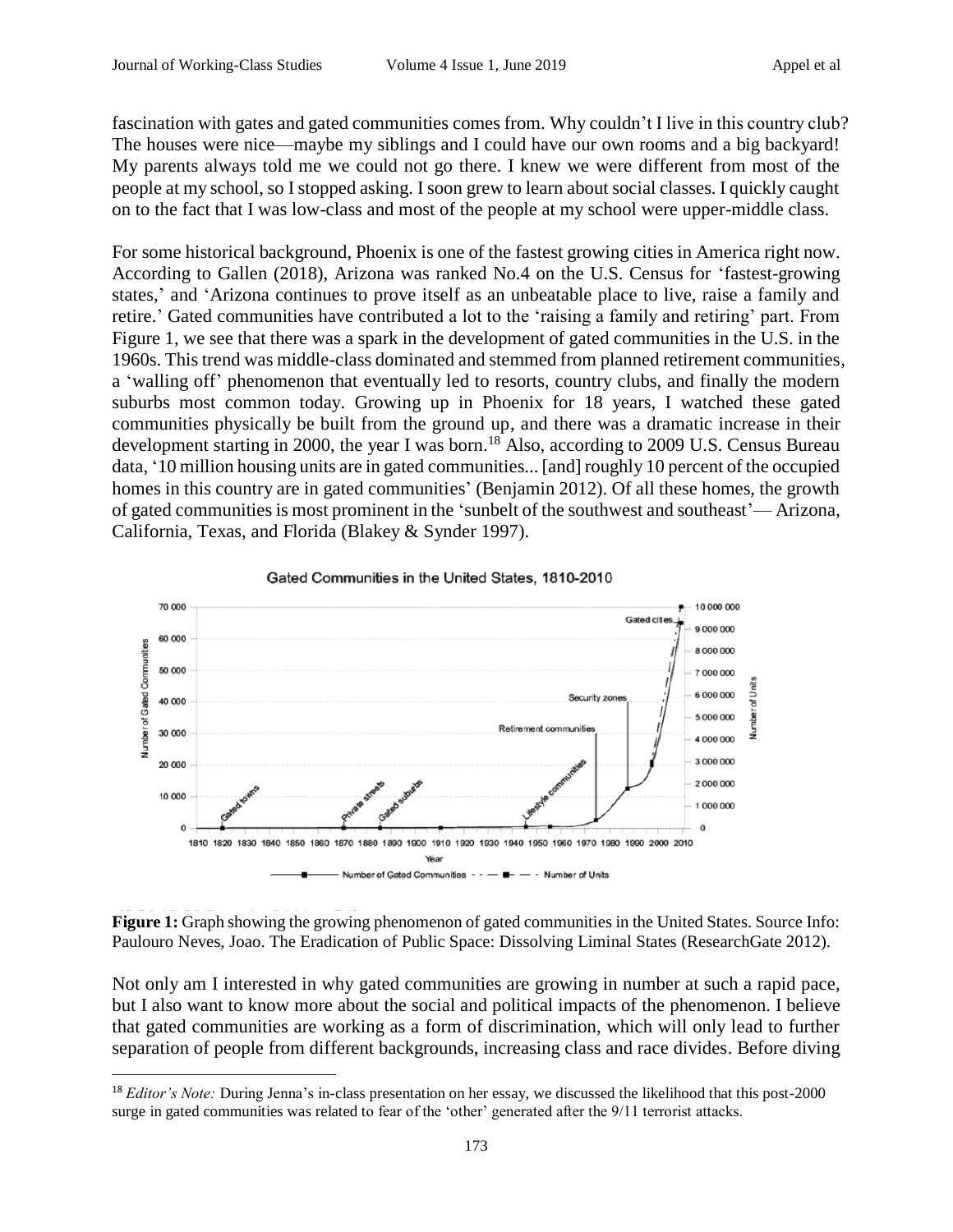fascination with gates and gated communities comes from. Why couldn't I live in this country club? The houses were nice—maybe my siblings and I could have our own rooms and a big backyard! My parents always told me we could not go there. I knew we were different from most of the people at my school, so I stopped asking. I soon grew to learn about social classes. I quickly caught on to the fact that I was low-class and most of the people at my school were upper-middle class.

For some historical background, Phoenix is one of the fastest growing cities in America right now. According to Gallen (2018), Arizona was ranked No.4 on the U.S. Census for 'fastest-growing states,' and 'Arizona continues to prove itself as an unbeatable place to live, raise a family and retire.' Gated communities have contributed a lot to the 'raising a family and retiring' part. From Figure 1, we see that there was a spark in the development of gated communities in the U.S. in the 1960s. This trend was middle-class dominated and stemmed from planned retirement communities, a 'walling off' phenomenon that eventually led to resorts, country clubs, and finally the modern suburbs most common today. Growing up in Phoenix for 18 years, I watched these gated communities physically be built from the ground up, and there was a dramatic increase in their development starting in 2000, the year I was born.[18] Also, according to 2009 U.S. Census Bureau data, '10 million housing units are in gated communities... [and] roughly 10 percent of the occupied homes in this country are in gated communities' (Benjamin 2012). Of all these homes, the growth of gated communities is most prominent in the 'sunbelt of the southwest and southeast'— Arizona, California, Texas, and Florida (Blakey & Synder 1997).

**Figure 1:** Graph showing the growing phenomenon of gated communities in the United States. Source Info: Paulouro Neves, Joao. The Eradication of Public Space: Dissolving Liminal States (ResearchGate 2012).

Not only am I interested in why gated communities are growing in number at such a rapid pace, but I also want to know more about the social and political impacts of the phenomenon. I believe that gated communities are working as a form of discrimination, which will only lead to further separation of people from different backgrounds, increasing class and race divides. Before diving

[18] *Editor's Note:* During Jenna's in-class presentation on her essay, we discussed the likelihood that this post-2000 surge in gated communities was related to fear of the 'other' generated after the 9/11 terrorist attacks.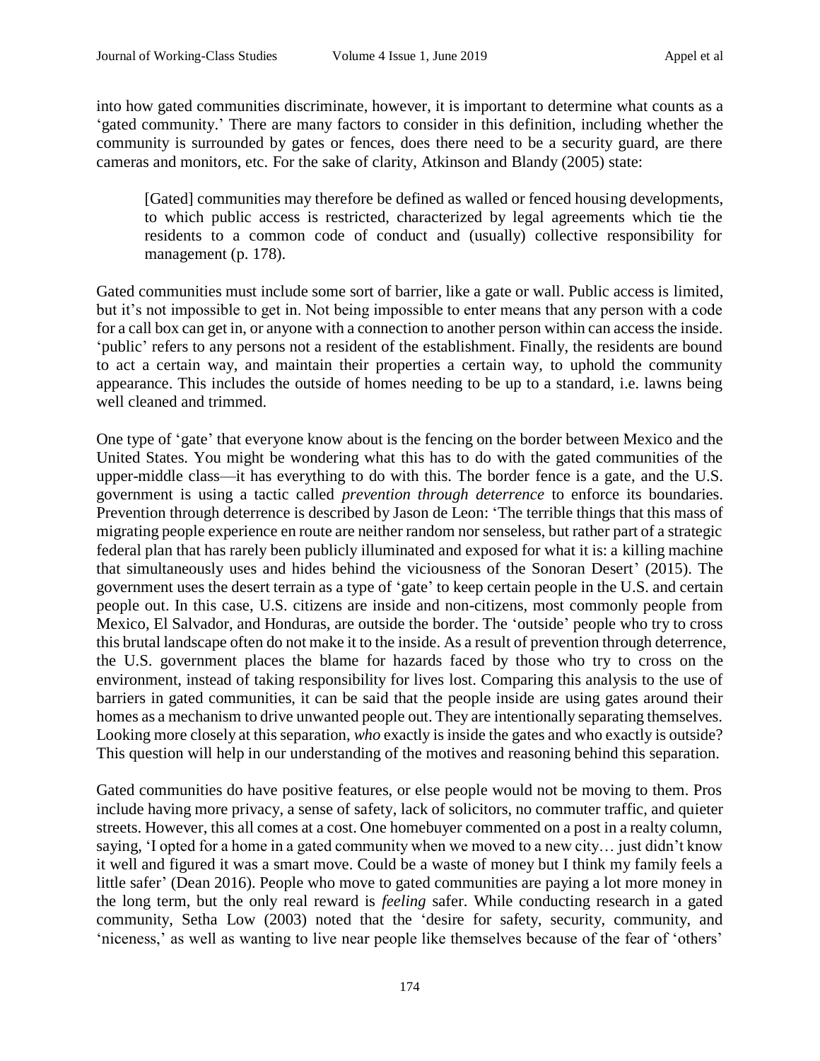into how gated communities discriminate, however, it is important to determine what counts as a 'gated community.' There are many factors to consider in this definition, including whether the community is surrounded by gates or fences, does there need to be a security guard, are there cameras and monitors, etc. For the sake of clarity, Atkinson and Blandy (2005) state:

> [Gated] communities may therefore be defined as walled or fenced housing developments, to which public access is restricted, characterized by legal agreements which tie the residents to a common code of conduct and (usually) collective responsibility for management (p. 178).

Gated communities must include some sort of barrier, like a gate or wall. Public access is limited, but it's not impossible to get in. Not being impossible to enter means that any person with a code for a call box can get in, or anyone with a connection to another person within can access the inside. 'public' refers to any persons not a resident of the establishment. Finally, the residents are bound to act a certain way, and maintain their properties a certain way, to uphold the community appearance. This includes the outside of homes needing to be up to a standard, i.e. lawns being well cleaned and trimmed.

One type of 'gate' that everyone know about is the fencing on the border between Mexico and the United States. You might be wondering what this has to do with the gated communities of the upper-middle class—it has everything to do with this. The border fence is a gate, and the U.S. government is using a tactic called *prevention through deterrence* to enforce its boundaries. Prevention through deterrence is described by Jason de Leon: 'The terrible things that this mass of migrating people experience en route are neither random nor senseless, but rather part of a strategic federal plan that has rarely been publicly illuminated and exposed for what it is: a killing machine that simultaneously uses and hides behind the viciousness of the Sonoran Desert' (2015). The government uses the desert terrain as a type of 'gate' to keep certain people in the U.S. and certain people out. In this case, U.S. citizens are inside and non-citizens, most commonly people from Mexico, El Salvador, and Honduras, are outside the border. The 'outside' people who try to cross this brutal landscape often do not make it to the inside. As a result of prevention through deterrence, the U.S. government places the blame for hazards faced by those who try to cross on the environment, instead of taking responsibility for lives lost. Comparing this analysis to the use of barriers in gated communities, it can be said that the people inside are using gates around their homes as a mechanism to drive unwanted people out. They are intentionally separating themselves. Looking more closely at this separation, *who* exactly is inside the gates and who exactly is outside? This question will help in our understanding of the motives and reasoning behind this separation.

Gated communities do have positive features, or else people would not be moving to them. Pros include having more privacy, a sense of safety, lack of solicitors, no commuter traffic, and quieter streets. However, this all comes at a cost. One homebuyer commented on a post in a realty column, saying, 'I opted for a home in a gated community when we moved to a new city… just didn't know it well and figured it was a smart move. Could be a waste of money but I think my family feels a little safer' (Dean 2016). People who move to gated communities are paying a lot more money in the long term, but the only real reward is *feeling* safer. While conducting research in a gated community, Setha Low (2003) noted that the 'desire for safety, security, community, and 'niceness,' as well as wanting to live near people like themselves because of the fear of 'others'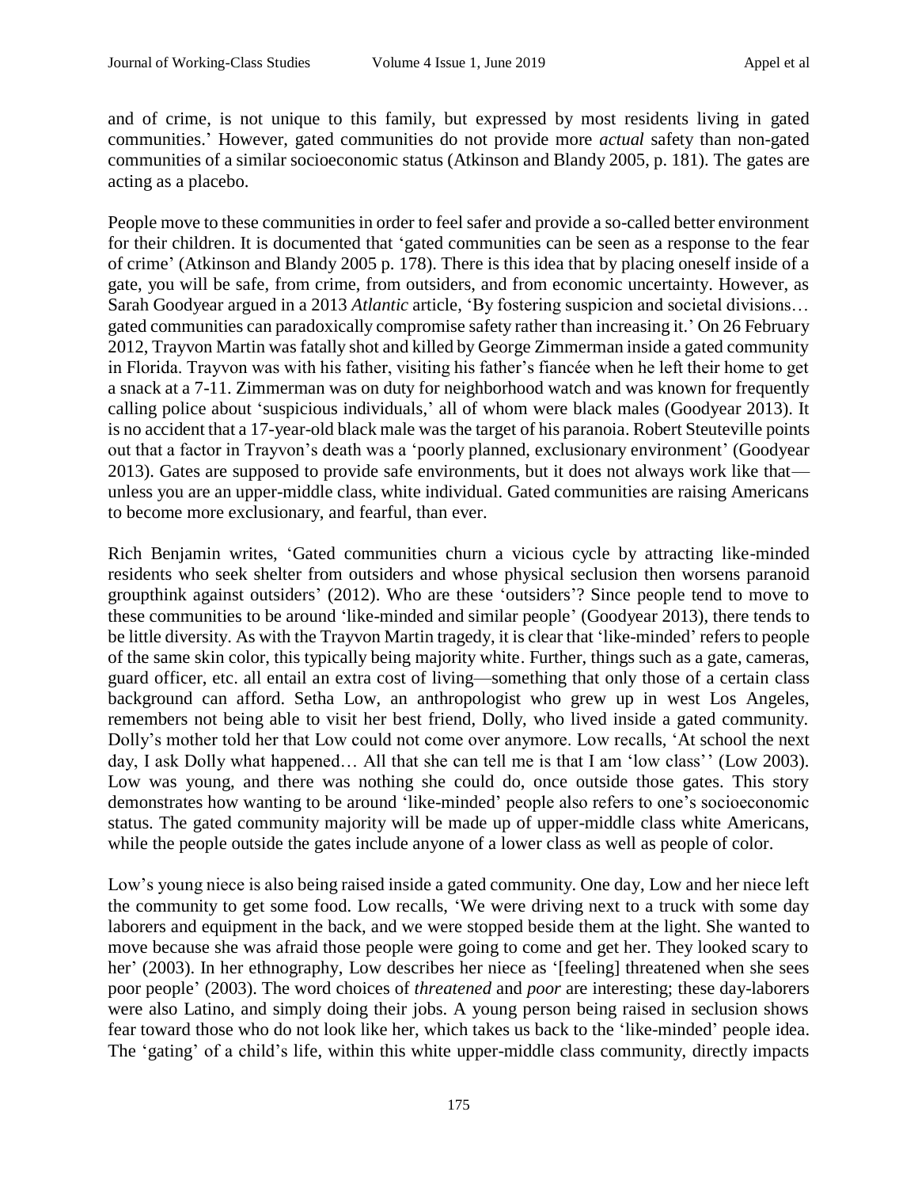and of crime, is not unique to this family, but expressed by most residents living in gated communities.' However, gated communities do not provide more *actual* safety than non-gated communities of a similar socioeconomic status (Atkinson and Blandy 2005, p. 181). The gates are acting as a placebo.

People move to these communities in order to feel safer and provide a so-called better environment for their children. It is documented that 'gated communities can be seen as a response to the fear of crime' (Atkinson and Blandy 2005 p. 178). There is this idea that by placing oneself inside of a gate, you will be safe, from crime, from outsiders, and from economic uncertainty. However, as Sarah Goodyear argued in a 2013 *Atlantic* article, 'By fostering suspicion and societal divisions… gated communities can paradoxically compromise safety rather than increasing it.' On 26 February 2012, Trayvon Martin was fatally shot and killed by George Zimmerman inside a gated community in Florida. Trayvon was with his father, visiting his father's fiancée when he left their home to get a snack at a 7-11. Zimmerman was on duty for neighborhood watch and was known for frequently calling police about 'suspicious individuals,' all of whom were black males (Goodyear 2013). It is no accident that a 17-year-old black male was the target of his paranoia. Robert Steuteville points out that a factor in Trayvon's death was a 'poorly planned, exclusionary environment' (Goodyear 2013). Gates are supposed to provide safe environments, but it does not always work like that—unless you are an upper-middle class, white individual. Gated communities are raising Americans to become more exclusionary, and fearful, than ever.

Rich Benjamin writes, 'Gated communities churn a vicious cycle by attracting like-minded residents who seek shelter from outsiders and whose physical seclusion then worsens paranoid groupthink against outsiders' (2012). Who are these 'outsiders'? Since people tend to move to these communities to be around 'like-minded and similar people' (Goodyear 2013), there tends to be little diversity. As with the Trayvon Martin tragedy, it is clear that 'like-minded' refers to people of the same skin color, this typically being majority white. Further, things such as a gate, cameras, guard officer, etc. all entail an extra cost of living—something that only those of a certain class background can afford. Setha Low, an anthropologist who grew up in west Los Angeles, remembers not being able to visit her best friend, Dolly, who lived inside a gated community. Dolly's mother told her that Low could not come over anymore. Low recalls, 'At school the next day, I ask Dolly what happened… All that she can tell me is that I am 'low class'' (Low 2003). Low was young, and there was nothing she could do, once outside those gates. This story demonstrates how wanting to be around 'like-minded' people also refers to one's socioeconomic status. The gated community majority will be made up of upper-middle class white Americans, while the people outside the gates include anyone of a lower class as well as people of color.

Low's young niece is also being raised inside a gated community. One day, Low and her niece left the community to get some food. Low recalls, 'We were driving next to a truck with some day laborers and equipment in the back, and we were stopped beside them at the light. She wanted to move because she was afraid those people were going to come and get her. They looked scary to her' (2003). In her ethnography, Low describes her niece as '[feeling] threatened when she sees poor people' (2003). The word choices of *threatened* and *poor* are interesting; these day-laborers were also Latino, and simply doing their jobs. A young person being raised in seclusion shows fear toward those who do not look like her, which takes us back to the 'like-minded' people idea. The 'gating' of a child's life, within this white upper-middle class community, directly impacts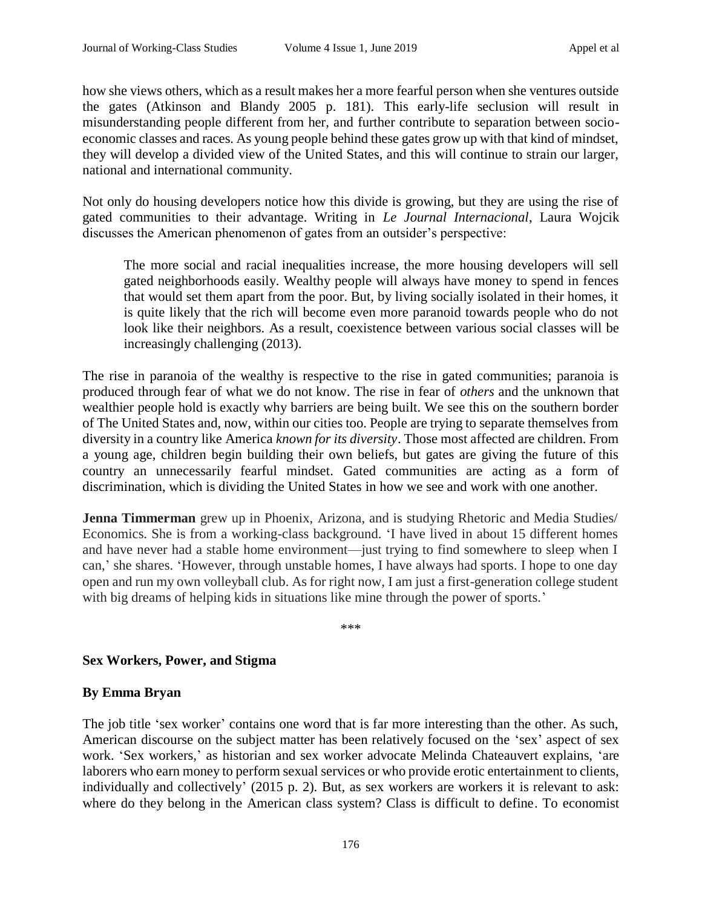how she views others, which as a result makes her a more fearful person when she ventures outside the gates (Atkinson and Blandy 2005 p. 181). This early-life seclusion will result in misunderstanding people different from her, and further contribute to separation between socio-economic classes and races. As young people behind these gates grow up with that kind of mindset, they will develop a divided view of the United States, and this will continue to strain our larger, national and international community.

Not only do housing developers notice how this divide is growing, but they are using the rise of gated communities to their advantage. Writing in *Le Journal Internacional*, Laura Wojcik discusses the American phenomenon of gates from an outsider's perspective:

> The more social and racial inequalities increase, the more housing developers will sell gated neighborhoods easily. Wealthy people will always have money to spend in fences that would set them apart from the poor. But, by living socially isolated in their homes, it is quite likely that the rich will become even more paranoid towards people who do not look like their neighbors. As a result, coexistence between various social classes will be increasingly challenging (2013).

The rise in paranoia of the wealthy is respective to the rise in gated communities; paranoia is produced through fear of what we do not know. The rise in fear of *others* and the unknown that wealthier people hold is exactly why barriers are being built. We see this on the southern border of The United States and, now, within our cities too. People are trying to separate themselves from diversity in a country like America *known for its diversity*. Those most affected are children. From a young age, children begin building their own beliefs, but gates are giving the future of this country an unnecessarily fearful mindset. Gated communities are acting as a form of discrimination, which is dividing the United States in how we see and work with one another.

**Jenna Timmerman** grew up in Phoenix, Arizona, and is studying Rhetoric and Media Studies/ Economics. She is from a working-class background. 'I have lived in about 15 different homes and have never had a stable home environment—just trying to find somewhere to sleep when I can,' she shares. 'However, through unstable homes, I have always had sports. I hope to one day open and run my own volleyball club. As for right now, I am just a first-generation college student with big dreams of helping kids in situations like mine through the power of sports.'

\*\*\*

## Sex Workers, Power, and Stigma

**By Emma Bryan**

The job title 'sex worker' contains one word that is far more interesting than the other. As such, American discourse on the subject matter has been relatively focused on the 'sex' aspect of sex work. 'Sex workers,' as historian and sex worker advocate Melinda Chateauvert explains, 'are laborers who earn money to perform sexual services or who provide erotic entertainment to clients, individually and collectively' (2015 p. 2). But, as sex workers are workers it is relevant to ask: where do they belong in the American class system? Class is difficult to define. To economist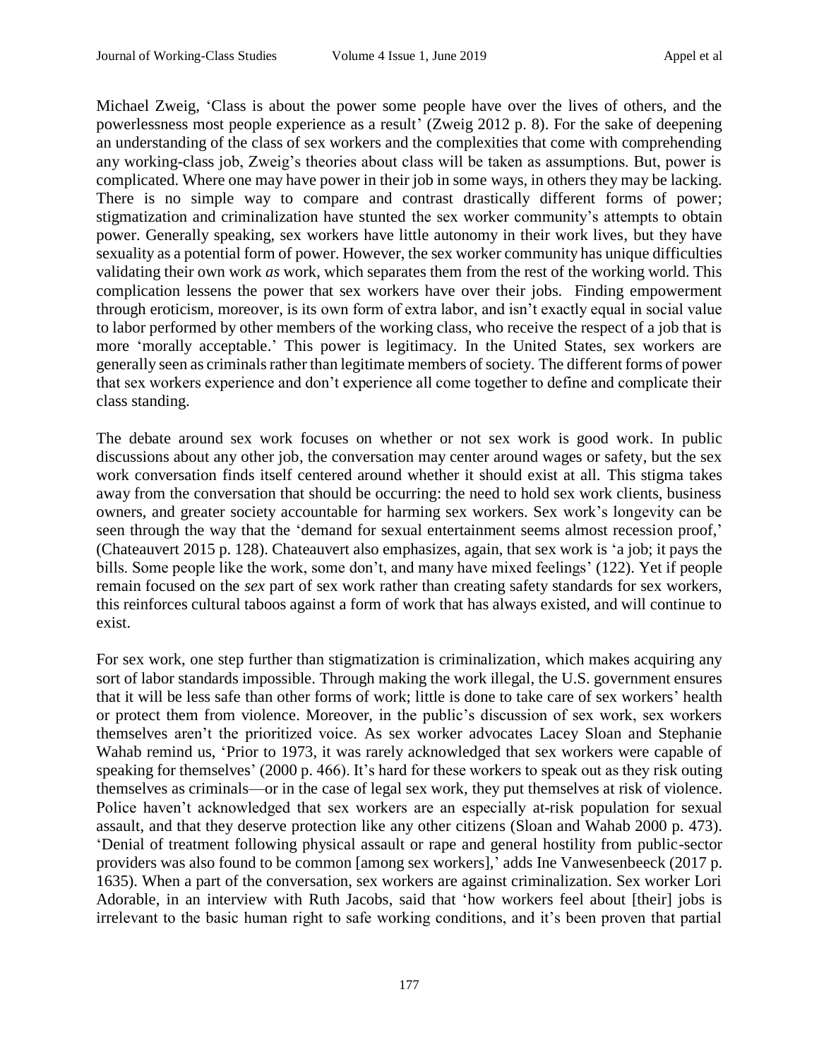Michael Zweig, 'Class is about the power some people have over the lives of others, and the powerlessness most people experience as a result' (Zweig 2012 p. 8). For the sake of deepening an understanding of the class of sex workers and the complexities that come with comprehending any working-class job, Zweig's theories about class will be taken as assumptions. But, power is complicated. Where one may have power in their job in some ways, in others they may be lacking. There is no simple way to compare and contrast drastically different forms of power; stigmatization and criminalization have stunted the sex worker community's attempts to obtain power. Generally speaking, sex workers have little autonomy in their work lives, but they have sexuality as a potential form of power. However, the sex worker community has unique difficulties validating their own work *as* work, which separates them from the rest of the working world. This complication lessens the power that sex workers have over their jobs. Finding empowerment through eroticism, moreover, is its own form of extra labor, and isn't exactly equal in social value to labor performed by other members of the working class, who receive the respect of a job that is more 'morally acceptable.' This power is legitimacy. In the United States, sex workers are generally seen as criminals rather than legitimate members of society. The different forms of power that sex workers experience and don't experience all come together to define and complicate their class standing.

The debate around sex work focuses on whether or not sex work is good work. In public discussions about any other job, the conversation may center around wages or safety, but the sex work conversation finds itself centered around whether it should exist at all. This stigma takes away from the conversation that should be occurring: the need to hold sex work clients, business owners, and greater society accountable for harming sex workers. Sex work's longevity can be seen through the way that the 'demand for sexual entertainment seems almost recession proof,' (Chateauvert 2015 p. 128). Chateauvert also emphasizes, again, that sex work is 'a job; it pays the bills. Some people like the work, some don't, and many have mixed feelings' (122). Yet if people remain focused on the *sex* part of sex work rather than creating safety standards for sex workers, this reinforces cultural taboos against a form of work that has always existed, and will continue to exist.

For sex work, one step further than stigmatization is criminalization, which makes acquiring any sort of labor standards impossible. Through making the work illegal, the U.S. government ensures that it will be less safe than other forms of work; little is done to take care of sex workers' health or protect them from violence. Moreover, in the public's discussion of sex work, sex workers themselves aren't the prioritized voice. As sex worker advocates Lacey Sloan and Stephanie Wahab remind us, 'Prior to 1973, it was rarely acknowledged that sex workers were capable of speaking for themselves' (2000 p. 466). It's hard for these workers to speak out as they risk outing themselves as criminals—or in the case of legal sex work, they put themselves at risk of violence. Police haven't acknowledged that sex workers are an especially at-risk population for sexual assault, and that they deserve protection like any other citizens (Sloan and Wahab 2000 p. 473). 'Denial of treatment following physical assault or rape and general hostility from public-sector providers was also found to be common [among sex workers],' adds Ine Vanwesenbeeck (2017 p. 1635). When a part of the conversation, sex workers are against criminalization. Sex worker Lori Adorable, in an interview with Ruth Jacobs, said that 'how workers feel about [their] jobs is irrelevant to the basic human right to safe working conditions, and it's been proven that partial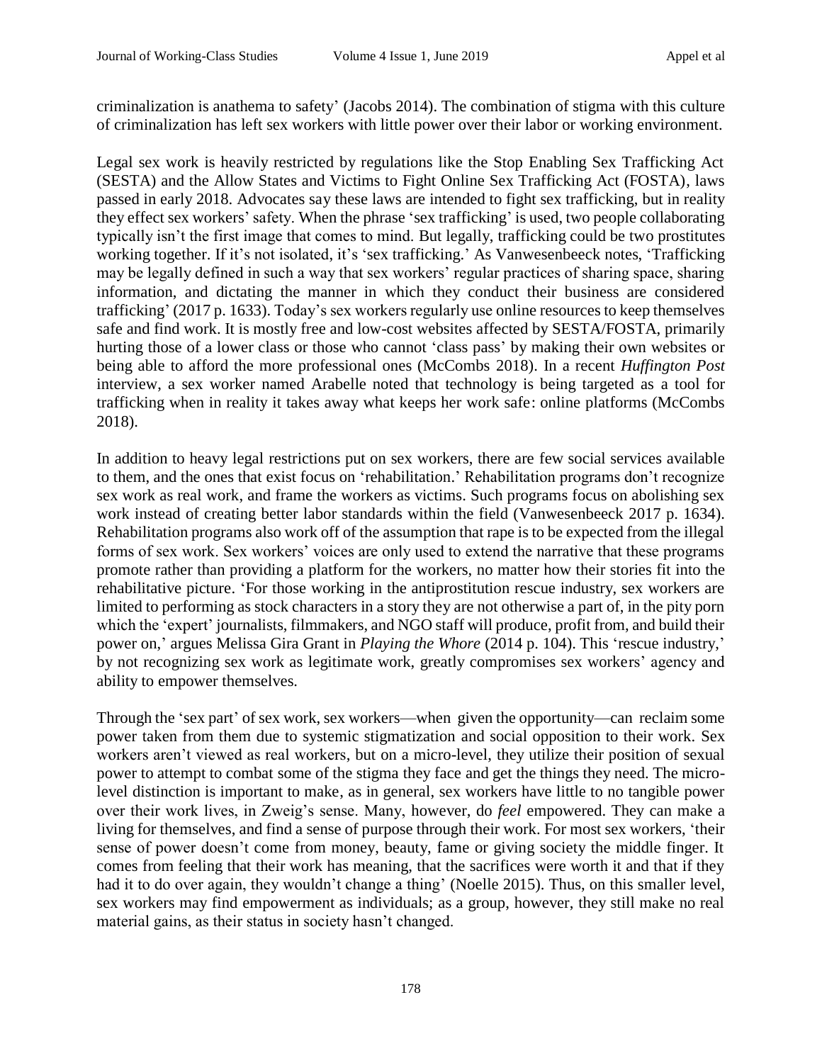criminalization is anathema to safety' (Jacobs 2014). The combination of stigma with this culture of criminalization has left sex workers with little power over their labor or working environment.

Legal sex work is heavily restricted by regulations like the Stop Enabling Sex Trafficking Act (SESTA) and the Allow States and Victims to Fight Online Sex Trafficking Act (FOSTA), laws passed in early 2018. Advocates say these laws are intended to fight sex trafficking, but in reality they effect sex workers' safety. When the phrase 'sex trafficking' is used, two people collaborating typically isn't the first image that comes to mind. But legally, trafficking could be two prostitutes working together. If it's not isolated, it's 'sex trafficking.' As Vanwesenbeeck notes, 'Trafficking may be legally defined in such a way that sex workers' regular practices of sharing space, sharing information, and dictating the manner in which they conduct their business are considered trafficking' (2017 p. 1633). Today's sex workers regularly use online resources to keep themselves safe and find work. It is mostly free and low-cost websites affected by SESTA/FOSTA, primarily hurting those of a lower class or those who cannot 'class pass' by making their own websites or being able to afford the more professional ones (McCombs 2018). In a recent *Huffington Post* interview, a sex worker named Arabelle noted that technology is being targeted as a tool for trafficking when in reality it takes away what keeps her work safe: online platforms (McCombs 2018).

In addition to heavy legal restrictions put on sex workers, there are few social services available to them, and the ones that exist focus on 'rehabilitation.' Rehabilitation programs don't recognize sex work as real work, and frame the workers as victims. Such programs focus on abolishing sex work instead of creating better labor standards within the field (Vanwesenbeeck 2017 p. 1634). Rehabilitation programs also work off of the assumption that rape is to be expected from the illegal forms of sex work. Sex workers' voices are only used to extend the narrative that these programs promote rather than providing a platform for the workers, no matter how their stories fit into the rehabilitative picture. 'For those working in the antiprostitution rescue industry, sex workers are limited to performing as stock characters in a story they are not otherwise a part of, in the pity porn which the 'expert' journalists, filmmakers, and NGO staff will produce, profit from, and build their power on,' argues Melissa Gira Grant in *Playing the Whore* (2014 p. 104). This 'rescue industry,' by not recognizing sex work as legitimate work, greatly compromises sex workers' agency and ability to empower themselves.

Through the 'sex part' of sex work, sex workers—when given the opportunity—can reclaim some power taken from them due to systemic stigmatization and social opposition to their work. Sex workers aren't viewed as real workers, but on a micro-level, they utilize their position of sexual power to attempt to combat some of the stigma they face and get the things they need. The micro-level distinction is important to make, as in general, sex workers have little to no tangible power over their work lives, in Zweig's sense. Many, however, do *feel* empowered. They can make a living for themselves, and find a sense of purpose through their work. For most sex workers, 'their sense of power doesn't come from money, beauty, fame or giving society the middle finger. It comes from feeling that their work has meaning, that the sacrifices were worth it and that if they had it to do over again, they wouldn't change a thing' (Noelle 2015). Thus, on this smaller level, sex workers may find empowerment as individuals; as a group, however, they still make no real material gains, as their status in society hasn't changed.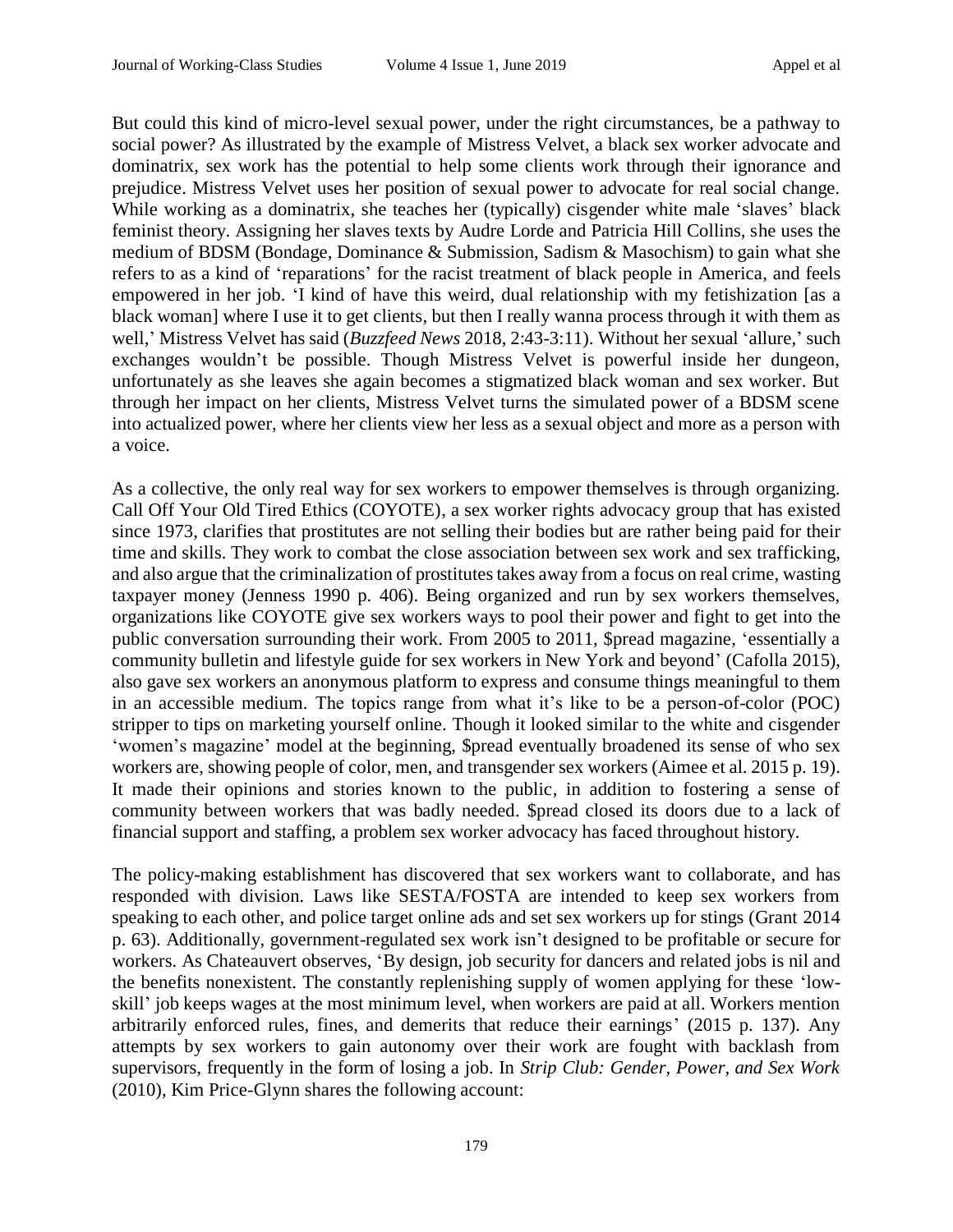But could this kind of micro-level sexual power, under the right circumstances, be a pathway to social power? As illustrated by the example of Mistress Velvet, a black sex worker advocate and dominatrix, sex work has the potential to help some clients work through their ignorance and prejudice. Mistress Velvet uses her position of sexual power to advocate for real social change. While working as a dominatrix, she teaches her (typically) cisgender white male 'slaves' black feminist theory. Assigning her slaves texts by Audre Lorde and Patricia Hill Collins, she uses the medium of BDSM (Bondage, Dominance & Submission, Sadism & Masochism) to gain what she refers to as a kind of 'reparations' for the racist treatment of black people in America, and feels empowered in her job. 'I kind of have this weird, dual relationship with my fetishization [as a black woman] where I use it to get clients, but then I really wanna process through it with them as well,' Mistress Velvet has said (*Buzzfeed News* 2018, 2:43-3:11). Without her sexual 'allure,' such exchanges wouldn't be possible. Though Mistress Velvet is powerful inside her dungeon, unfortunately as she leaves she again becomes a stigmatized black woman and sex worker. But through her impact on her clients, Mistress Velvet turns the simulated power of a BDSM scene into actualized power, where her clients view her less as a sexual object and more as a person with a voice.

As a collective, the only real way for sex workers to empower themselves is through organizing. Call Off Your Old Tired Ethics (COYOTE), a sex worker rights advocacy group that has existed since 1973, clarifies that prostitutes are not selling their bodies but are rather being paid for their time and skills. They work to combat the close association between sex work and sex trafficking, and also argue that the criminalization of prostitutes takes away from a focus on real crime, wasting taxpayer money (Jenness 1990 p. 406). Being organized and run by sex workers themselves, organizations like COYOTE give sex workers ways to pool their power and fight to get into the public conversation surrounding their work. From 2005 to 2011, $pread magazine, 'essentially a community bulletin and lifestyle guide for sex workers in New York and beyond' (Cafolla 2015), also gave sex workers an anonymous platform to express and consume things meaningful to them in an accessible medium. The topics range from what it's like to be a person-of-color (POC) stripper to tips on marketing yourself online. Though it looked similar to the white and cisgender 'women's magazine' model at the beginning, $pread eventually broadened its sense of who sex workers are, showing people of color, men, and transgender sex workers (Aimee et al. 2015 p. 19). It made their opinions and stories known to the public, in addition to fostering a sense of community between workers that was badly needed. $pread closed its doors due to a lack of financial support and staffing, a problem sex worker advocacy has faced throughout history.

The policy-making establishment has discovered that sex workers want to collaborate, and has responded with division. Laws like SESTA/FOSTA are intended to keep sex workers from speaking to each other, and police target online ads and set sex workers up for stings (Grant 2014 p. 63). Additionally, government-regulated sex work isn't designed to be profitable or secure for workers. As Chateauvert observes, 'By design, job security for dancers and related jobs is nil and the benefits nonexistent. The constantly replenishing supply of women applying for these 'low-skill' job keeps wages at the most minimum level, when workers are paid at all. Workers mention arbitrarily enforced rules, fines, and demerits that reduce their earnings' (2015 p. 137). Any attempts by sex workers to gain autonomy over their work are fought with backlash from supervisors, frequently in the form of losing a job. In *Strip Club: Gender, Power, and Sex Work* (2010), Kim Price-Glynn shares the following account: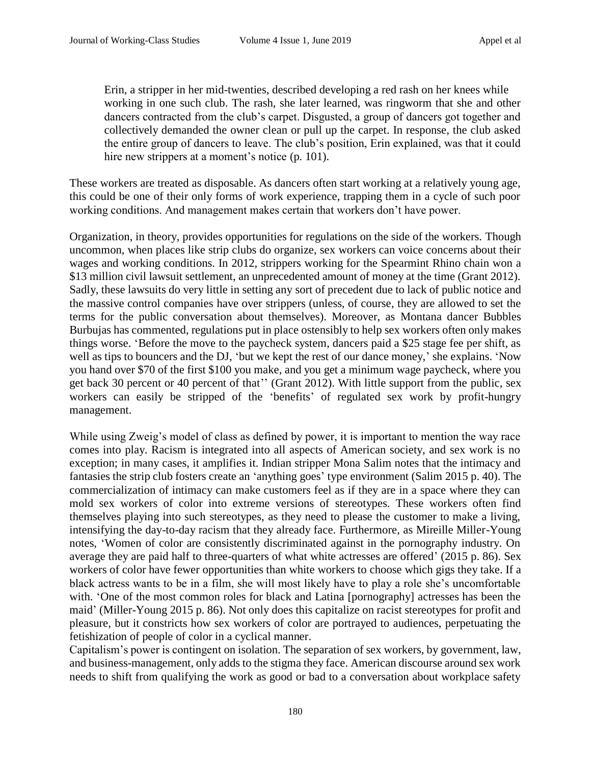> Erin, a stripper in her mid-twenties, described developing a red rash on her knees while working in one such club. The rash, she later learned, was ringworm that she and other dancers contracted from the club's carpet. Disgusted, a group of dancers got together and collectively demanded the owner clean or pull up the carpet. In response, the club asked the entire group of dancers to leave. The club's position, Erin explained, was that it could hire new strippers at a moment's notice (p. 101).

These workers are treated as disposable. As dancers often start working at a relatively young age, this could be one of their only forms of work experience, trapping them in a cycle of such poor working conditions. And management makes certain that workers don't have power.

Organization, in theory, provides opportunities for regulations on the side of the workers. Though uncommon, when places like strip clubs do organize, sex workers can voice concerns about their wages and working conditions. In 2012, strippers working for the Spearmint Rhino chain won a $13 million civil lawsuit settlement, an unprecedented amount of money at the time (Grant 2012). Sadly, these lawsuits do very little in setting any sort of precedent due to lack of public notice and the massive control companies have over strippers (unless, of course, they are allowed to set the terms for the public conversation about themselves). Moreover, as Montana dancer Bubbles Burbujas has commented, regulations put in place ostensibly to help sex workers often only makes things worse. 'Before the move to the paycheck system, dancers paid a $25 stage fee per shift, as well as tips to bouncers and the DJ, 'but we kept the rest of our dance money,' she explains. 'Now you hand over $70 of the first $100 you make, and you get a minimum wage paycheck, where you get back 30 percent or 40 percent of that'' (Grant 2012). With little support from the public, sex workers can easily be stripped of the 'benefits' of regulated sex work by profit-hungry management.

While using Zweig's model of class as defined by power, it is important to mention the way race comes into play. Racism is integrated into all aspects of American society, and sex work is no exception; in many cases, it amplifies it. Indian stripper Mona Salim notes that the intimacy and fantasies the strip club fosters create an 'anything goes' type environment (Salim 2015 p. 40). The commercialization of intimacy can make customers feel as if they are in a space where they can mold sex workers of color into extreme versions of stereotypes. These workers often find themselves playing into such stereotypes, as they need to please the customer to make a living, intensifying the day-to-day racism that they already face. Furthermore, as Mireille Miller-Young notes, 'Women of color are consistently discriminated against in the pornography industry. On average they are paid half to three-quarters of what white actresses are offered' (2015 p. 86). Sex workers of color have fewer opportunities than white workers to choose which gigs they take. If a black actress wants to be in a film, she will most likely have to play a role she's uncomfortable with. 'One of the most common roles for black and Latina [pornography] actresses has been the maid' (Miller-Young 2015 p. 86). Not only does this capitalize on racist stereotypes for profit and pleasure, but it constricts how sex workers of color are portrayed to audiences, perpetuating the fetishization of people of color in a cyclical manner.

Capitalism's power is contingent on isolation. The separation of sex workers, by government, law, and business-management, only adds to the stigma they face. American discourse around sex work needs to shift from qualifying the work as good or bad to a conversation about workplace safety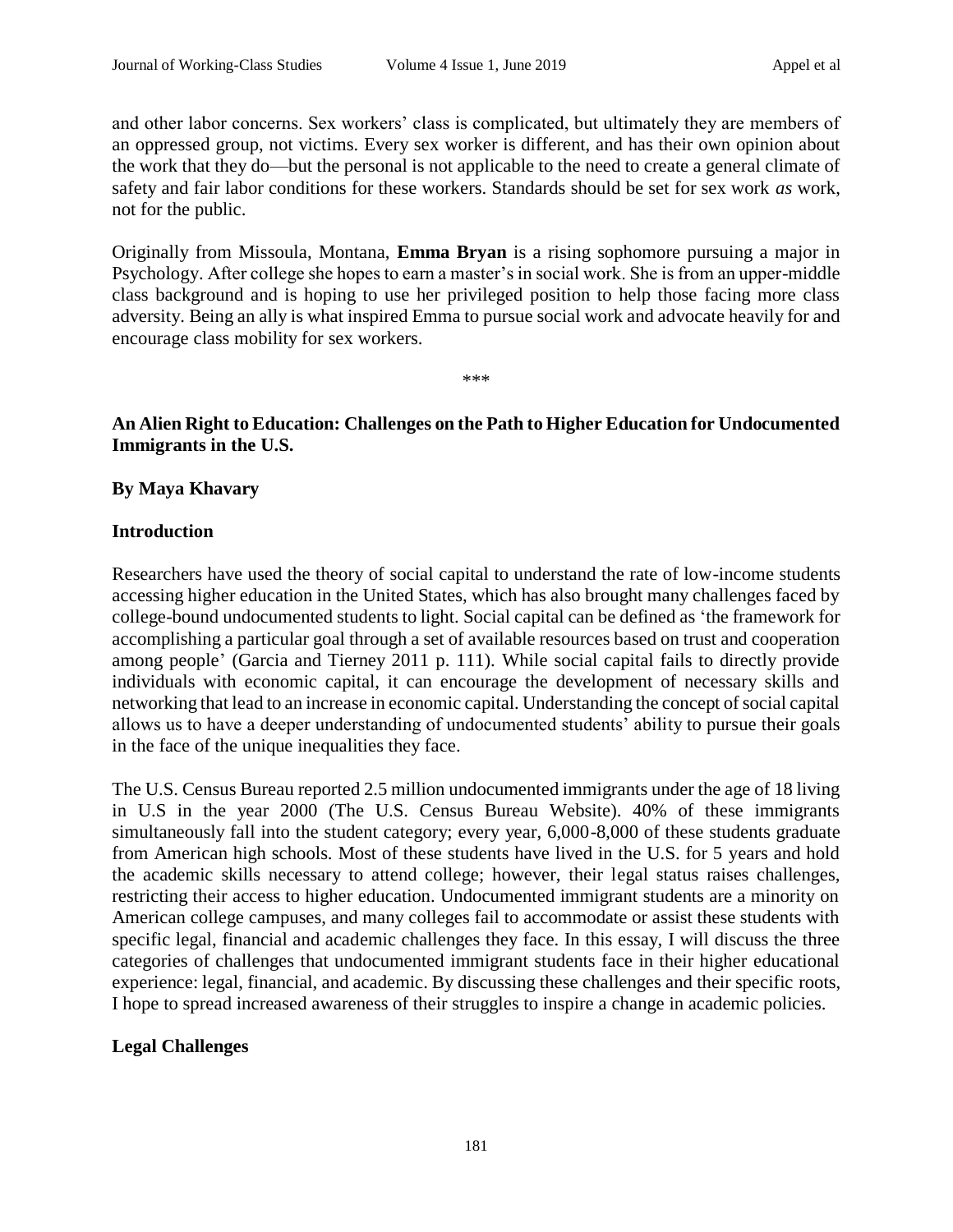and other labor concerns. Sex workers' class is complicated, but ultimately they are members of an oppressed group, not victims. Every sex worker is different, and has their own opinion about the work that they do—but the personal is not applicable to the need to create a general climate of safety and fair labor conditions for these workers. Standards should be set for sex work *as* work, not for the public.

Originally from Missoula, Montana, **Emma Bryan** is a rising sophomore pursuing a major in Psychology. After college she hopes to earn a master's in social work. She is from an upper-middle class background and is hoping to use her privileged position to help those facing more class adversity. Being an ally is what inspired Emma to pursue social work and advocate heavily for and encourage class mobility for sex workers.

\*\*\*

## An Alien Right to Education: Challenges on the Path to Higher Education for Undocumented Immigrants in the U.S.

**By Maya Khavary**

### Introduction

Researchers have used the theory of social capital to understand the rate of low-income students accessing higher education in the United States, which has also brought many challenges faced by college-bound undocumented students to light. Social capital can be defined as 'the framework for accomplishing a particular goal through a set of available resources based on trust and cooperation among people' (Garcia and Tierney 2011 p. 111). While social capital fails to directly provide individuals with economic capital, it can encourage the development of necessary skills and networking that lead to an increase in economic capital. Understanding the concept of social capital allows us to have a deeper understanding of undocumented students' ability to pursue their goals in the face of the unique inequalities they face.

The U.S. Census Bureau reported 2.5 million undocumented immigrants under the age of 18 living in U.S in the year 2000 (The U.S. Census Bureau Website). 40% of these immigrants simultaneously fall into the student category; every year, 6,000-8,000 of these students graduate from American high schools. Most of these students have lived in the U.S. for 5 years and hold the academic skills necessary to attend college; however, their legal status raises challenges, restricting their access to higher education. Undocumented immigrant students are a minority on American college campuses, and many colleges fail to accommodate or assist these students with specific legal, financial and academic challenges they face. In this essay, I will discuss the three categories of challenges that undocumented immigrant students face in their higher educational experience: legal, financial, and academic. By discussing these challenges and their specific roots, I hope to spread increased awareness of their struggles to inspire a change in academic policies.

### Legal Challenges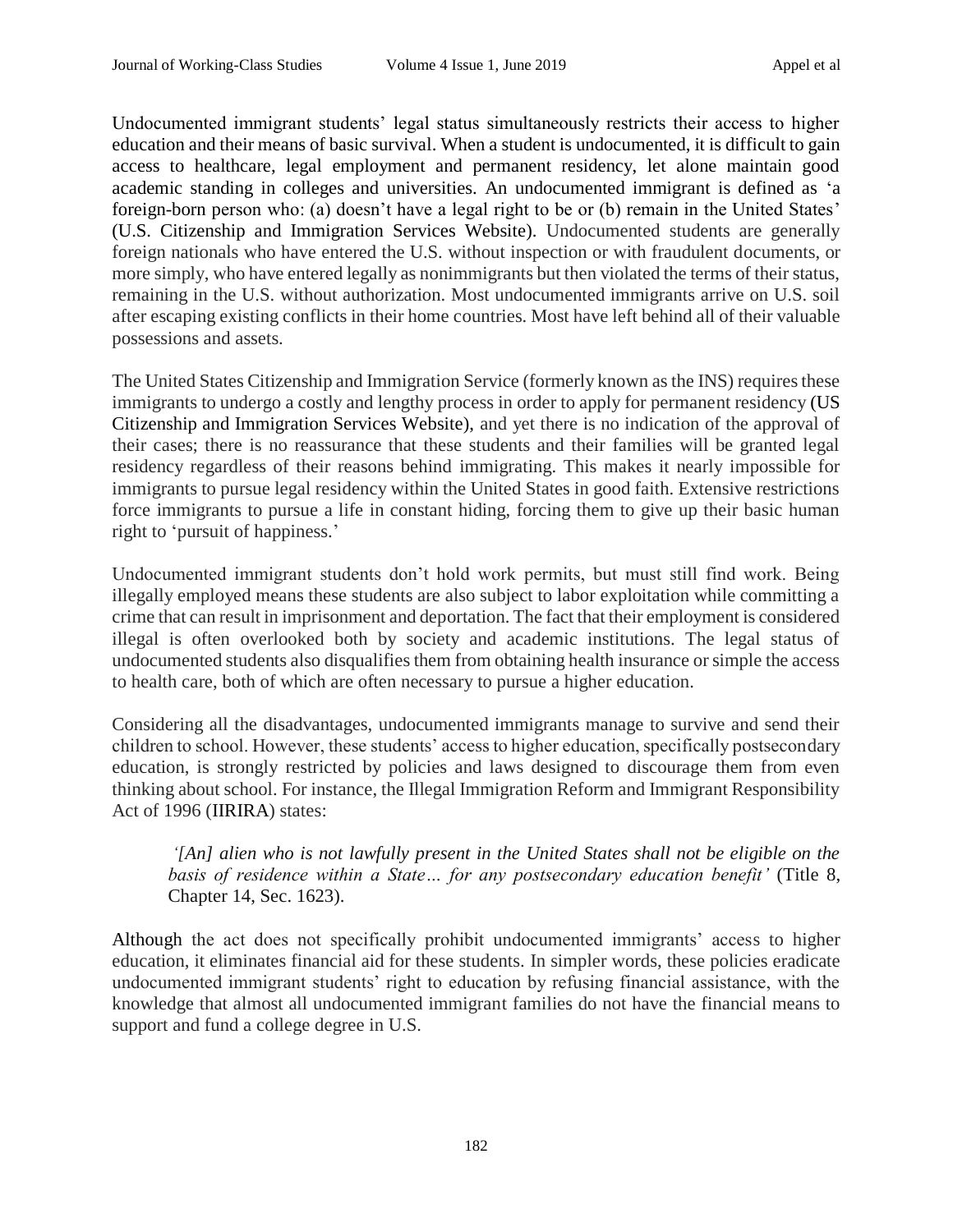Undocumented immigrant students' legal status simultaneously restricts their access to higher education and their means of basic survival. When a student is undocumented, it is difficult to gain access to healthcare, legal employment and permanent residency, let alone maintain good academic standing in colleges and universities. An undocumented immigrant is defined as 'a foreign-born person who: (a) doesn't have a legal right to be or (b) remain in the United States' (U.S. Citizenship and Immigration Services Website). Undocumented students are generally foreign nationals who have entered the U.S. without inspection or with fraudulent documents, or more simply, who have entered legally as nonimmigrants but then violated the terms of their status, remaining in the U.S. without authorization. Most undocumented immigrants arrive on U.S. soil after escaping existing conflicts in their home countries. Most have left behind all of their valuable possessions and assets.

The United States Citizenship and Immigration Service (formerly known as the INS) requires these immigrants to undergo a costly and lengthy process in order to apply for permanent residency (US Citizenship and Immigration Services Website), and yet there is no indication of the approval of their cases; there is no reassurance that these students and their families will be granted legal residency regardless of their reasons behind immigrating. This makes it nearly impossible for immigrants to pursue legal residency within the United States in good faith. Extensive restrictions force immigrants to pursue a life in constant hiding, forcing them to give up their basic human right to 'pursuit of happiness.'

Undocumented immigrant students don't hold work permits, but must still find work. Being illegally employed means these students are also subject to labor exploitation while committing a crime that can result in imprisonment and deportation. The fact that their employment is considered illegal is often overlooked both by society and academic institutions. The legal status of undocumented students also disqualifies them from obtaining health insurance or simple the access to health care, both of which are often necessary to pursue a higher education.

Considering all the disadvantages, undocumented immigrants manage to survive and send their children to school. However, these students' access to higher education, specifically postsecondary education, is strongly restricted by policies and laws designed to discourage them from even thinking about school. For instance, the Illegal Immigration Reform and Immigrant Responsibility Act of 1996 (IIRIRA) states:

> *'[An] alien who is not lawfully present in the United States shall not be eligible on the basis of residence within a State… for any postsecondary education benefit'* (Title 8, Chapter 14, Sec. 1623).

Although the act does not specifically prohibit undocumented immigrants' access to higher education, it eliminates financial aid for these students. In simpler words, these policies eradicate undocumented immigrant students' right to education by refusing financial assistance, with the knowledge that almost all undocumented immigrant families do not have the financial means to support and fund a college degree in U.S.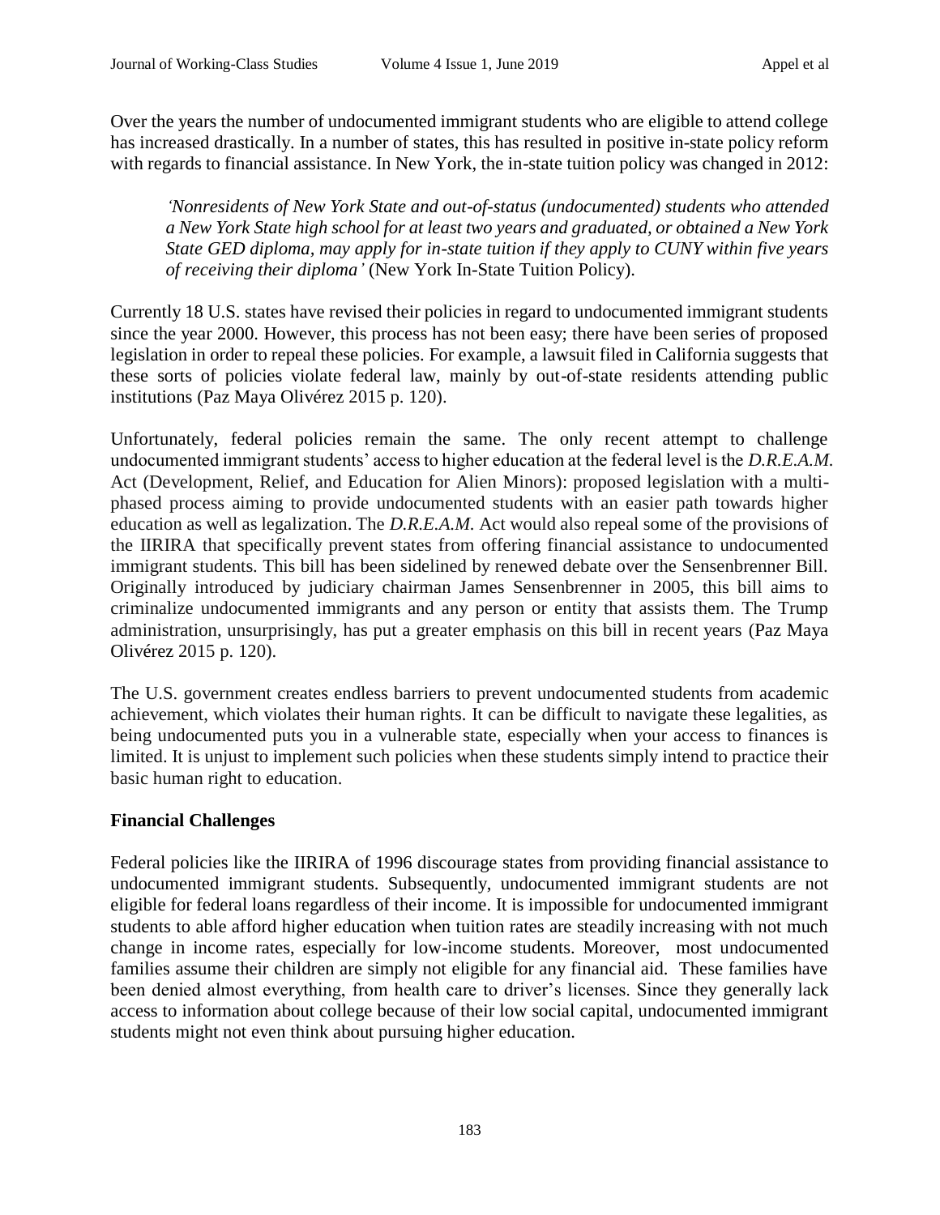Over the years the number of undocumented immigrant students who are eligible to attend college has increased drastically. In a number of states, this has resulted in positive in-state policy reform with regards to financial assistance. In New York, the in-state tuition policy was changed in 2012:

> *'Nonresidents of New York State and out-of-status (undocumented) students who attended a New York State high school for at least two years and graduated, or obtained a New York State GED diploma, may apply for in-state tuition if they apply to CUNY within five years of receiving their diploma'* (New York In-State Tuition Policy).

Currently 18 U.S. states have revised their policies in regard to undocumented immigrant students since the year 2000. However, this process has not been easy; there have been series of proposed legislation in order to repeal these policies. For example, a lawsuit filed in California suggests that these sorts of policies violate federal law, mainly by out-of-state residents attending public institutions (Paz Maya Olivérez 2015 p. 120).

Unfortunately, federal policies remain the same. The only recent attempt to challenge undocumented immigrant students' access to higher education at the federal level is the *D.R.E.A.M.* Act (Development, Relief, and Education for Alien Minors): proposed legislation with a multi-phased process aiming to provide undocumented students with an easier path towards higher education as well as legalization. The *D.R.E.A.M.* Act would also repeal some of the provisions of the IIRIRA that specifically prevent states from offering financial assistance to undocumented immigrant students. This bill has been sidelined by renewed debate over the Sensenbrenner Bill. Originally introduced by judiciary chairman James Sensenbrenner in 2005, this bill aims to criminalize undocumented immigrants and any person or entity that assists them. The Trump administration, unsurprisingly, has put a greater emphasis on this bill in recent years (Paz Maya Olivérez 2015 p. 120).

The U.S. government creates endless barriers to prevent undocumented students from academic achievement, which violates their human rights. It can be difficult to navigate these legalities, as being undocumented puts you in a vulnerable state, especially when your access to finances is limited. It is unjust to implement such policies when these students simply intend to practice their basic human right to education.

**Financial Challenges**

Federal policies like the IIRIRA of 1996 discourage states from providing financial assistance to undocumented immigrant students. Subsequently, undocumented immigrant students are not eligible for federal loans regardless of their income. It is impossible for undocumented immigrant students to able afford higher education when tuition rates are steadily increasing with not much change in income rates, especially for low-income students. Moreover, most undocumented families assume their children are simply not eligible for any financial aid. These families have been denied almost everything, from health care to driver's licenses. Since they generally lack access to information about college because of their low social capital, undocumented immigrant students might not even think about pursuing higher education.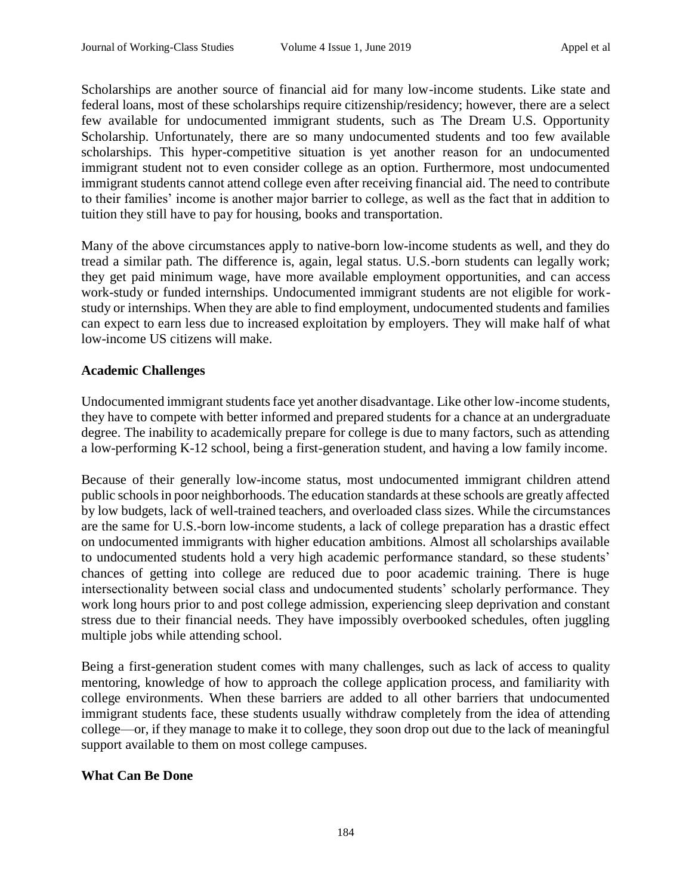Scholarships are another source of financial aid for many low-income students. Like state and federal loans, most of these scholarships require citizenship/residency; however, there are a select few available for undocumented immigrant students, such as The Dream U.S. Opportunity Scholarship. Unfortunately, there are so many undocumented students and too few available scholarships. This hyper-competitive situation is yet another reason for an undocumented immigrant student not to even consider college as an option. Furthermore, most undocumented immigrant students cannot attend college even after receiving financial aid. The need to contribute to their families' income is another major barrier to college, as well as the fact that in addition to tuition they still have to pay for housing, books and transportation.

Many of the above circumstances apply to native-born low-income students as well, and they do tread a similar path. The difference is, again, legal status. U.S.-born students can legally work; they get paid minimum wage, have more available employment opportunities, and can access work-study or funded internships. Undocumented immigrant students are not eligible for work-study or internships. When they are able to find employment, undocumented students and families can expect to earn less due to increased exploitation by employers. They will make half of what low-income US citizens will make.

### Academic Challenges

Undocumented immigrant students face yet another disadvantage. Like other low-income students, they have to compete with better informed and prepared students for a chance at an undergraduate degree. The inability to academically prepare for college is due to many factors, such as attending a low-performing K-12 school, being a first-generation student, and having a low family income.

Because of their generally low-income status, most undocumented immigrant children attend public schools in poor neighborhoods. The education standards at these schools are greatly affected by low budgets, lack of well-trained teachers, and overloaded class sizes. While the circumstances are the same for U.S.-born low-income students, a lack of college preparation has a drastic effect on undocumented immigrants with higher education ambitions. Almost all scholarships available to undocumented students hold a very high academic performance standard, so these students' chances of getting into college are reduced due to poor academic training. There is huge intersectionality between social class and undocumented students' scholarly performance. They work long hours prior to and post college admission, experiencing sleep deprivation and constant stress due to their financial needs. They have impossibly overbooked schedules, often juggling multiple jobs while attending school.

Being a first-generation student comes with many challenges, such as lack of access to quality mentoring, knowledge of how to approach the college application process, and familiarity with college environments. When these barriers are added to all other barriers that undocumented immigrant students face, these students usually withdraw completely from the idea of attending college—or, if they manage to make it to college, they soon drop out due to the lack of meaningful support available to them on most college campuses.

### What Can Be Done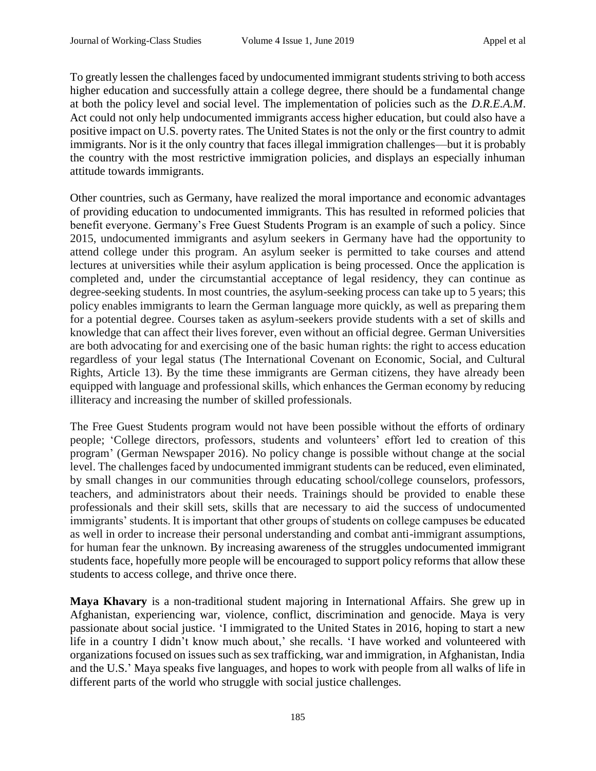To greatly lessen the challenges faced by undocumented immigrant students striving to both access higher education and successfully attain a college degree, there should be a fundamental change at both the policy level and social level. The implementation of policies such as the *D.R.E.A.M*. Act could not only help undocumented immigrants access higher education, but could also have a positive impact on U.S. poverty rates. The United States is not the only or the first country to admit immigrants. Nor is it the only country that faces illegal immigration challenges—but it is probably the country with the most restrictive immigration policies, and displays an especially inhuman attitude towards immigrants.

Other countries, such as Germany, have realized the moral importance and economic advantages of providing education to undocumented immigrants. This has resulted in reformed policies that benefit everyone. Germany's Free Guest Students Program is an example of such a policy. Since 2015, undocumented immigrants and asylum seekers in Germany have had the opportunity to attend college under this program. An asylum seeker is permitted to take courses and attend lectures at universities while their asylum application is being processed. Once the application is completed and, under the circumstantial acceptance of legal residency, they can continue as degree-seeking students. In most countries, the asylum-seeking process can take up to 5 years; this policy enables immigrants to learn the German language more quickly, as well as preparing them for a potential degree. Courses taken as asylum-seekers provide students with a set of skills and knowledge that can affect their lives forever, even without an official degree. German Universities are both advocating for and exercising one of the basic human rights: the right to access education regardless of your legal status (The International Covenant on Economic, Social, and Cultural Rights, Article 13). By the time these immigrants are German citizens, they have already been equipped with language and professional skills, which enhances the German economy by reducing illiteracy and increasing the number of skilled professionals.

The Free Guest Students program would not have been possible without the efforts of ordinary people; 'College directors, professors, students and volunteers' effort led to creation of this program' (German Newspaper 2016). No policy change is possible without change at the social level. The challenges faced by undocumented immigrant students can be reduced, even eliminated, by small changes in our communities through educating school/college counselors, professors, teachers, and administrators about their needs. Trainings should be provided to enable these professionals and their skill sets, skills that are necessary to aid the success of undocumented immigrants' students. It is important that other groups of students on college campuses be educated as well in order to increase their personal understanding and combat anti-immigrant assumptions, for human fear the unknown. By increasing awareness of the struggles undocumented immigrant students face, hopefully more people will be encouraged to support policy reforms that allow these students to access college, and thrive once there.

**Maya Khavary** is a non-traditional student majoring in International Affairs. She grew up in Afghanistan, experiencing war, violence, conflict, discrimination and genocide. Maya is very passionate about social justice. 'I immigrated to the United States in 2016, hoping to start a new life in a country I didn't know much about,' she recalls. 'I have worked and volunteered with organizations focused on issues such as sex trafficking, war and immigration, in Afghanistan, India and the U.S.' Maya speaks five languages, and hopes to work with people from all walks of life in different parts of the world who struggle with social justice challenges.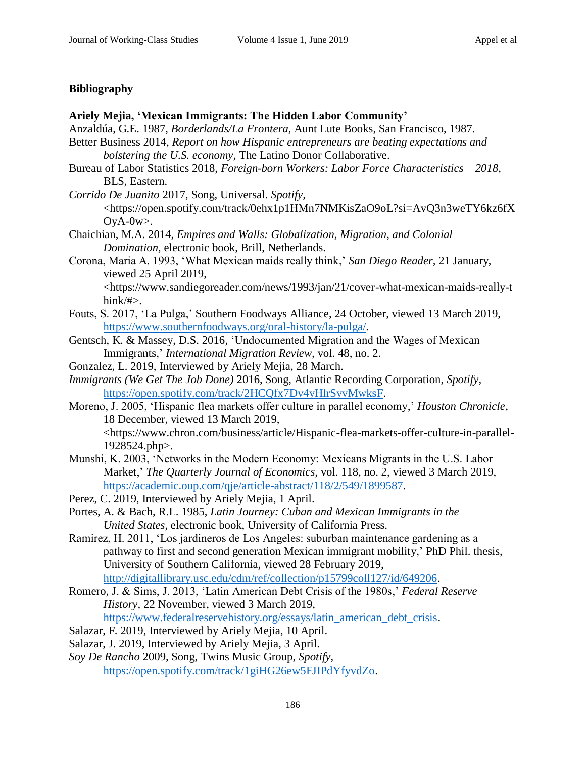## Bibliography

**Ariely Mejia, 'Mexican Immigrants: The Hidden Labor Community'**

Anzaldúa, G.E. 1987, *Borderlands/La Frontera*, Aunt Lute Books, San Francisco, 1987.

Better Business 2014, *Report on how Hispanic entrepreneurs are beating expectations and bolstering the U.S. economy,* The Latino Donor Collaborative.

Bureau of Labor Statistics 2018, *Foreign-born Workers: Labor Force Characteristics – 2018,* BLS, Eastern.

*Corrido De Juanito* 2017, Song, Universal. *Spotify*, <https://open.spotify.com/track/0ehx1p1HMn7NMKisZaO9oL?si=AvQ3n3weTY6kz6fXOyA-0w>.

Chaichian, M.A. 2014, *Empires and Walls: Globalization, Migration, and Colonial Domination,* electronic book, Brill, Netherlands.

Corona, Maria A. 1993, 'What Mexican maids really think,' *San Diego Reader,* 21 January, viewed 25 April 2019, <https://www.sandiegoreader.com/news/1993/jan/21/cover-what-mexican-maids-really-think/#>.

Fouts, S. 2017, 'La Pulga,' Southern Foodways Alliance, 24 October, viewed 13 March 2019, https://www.southernfoodways.org/oral-history/la-pulga/.

Gentsch, K. & Massey, D.S. 2016, 'Undocumented Migration and the Wages of Mexican Immigrants,' *International Migration Review,* vol. 48, no. 2.

Gonzalez, L. 2019, Interviewed by Ariely Mejia, 28 March.

*Immigrants (We Get The Job Done)* 2016, Song, Atlantic Recording Corporation, *Spotify,* https://open.spotify.com/track/2HCQfx7Dv4yHlrSyvMwksF.

Moreno, J. 2005, 'Hispanic flea markets offer culture in parallel economy,' *Houston Chronicle*, 18 December, viewed 13 March 2019, <https://www.chron.com/business/article/Hispanic-flea-markets-offer-culture-in-parallel-1928524.php>.

Munshi, K. 2003, 'Networks in the Modern Economy: Mexicans Migrants in the U.S. Labor Market,' *The Quarterly Journal of Economics,* vol. 118, no. 2, viewed 3 March 2019, https://academic.oup.com/qje/article-abstract/118/2/549/1899587.

Perez, C. 2019, Interviewed by Ariely Mejia, 1 April.

Portes, A. & Bach, R.L. 1985, *Latin Journey: Cuban and Mexican Immigrants in the United States*, electronic book, University of California Press.

Ramirez, H. 2011, 'Los jardineros de Los Angeles: suburban maintenance gardening as a pathway to first and second generation Mexican immigrant mobility,' PhD Phil. thesis, University of Southern California, viewed 28 February 2019, http://digitallibrary.usc.edu/cdm/ref/collection/p15799coll127/id/649206.

Romero, J. & Sims, J. 2013, 'Latin American Debt Crisis of the 1980s,' *Federal Reserve History*, 22 November, viewed 3 March 2019, https://www.federalreservehistory.org/essays/latin_american_debt_crisis.

Salazar, F. 2019, Interviewed by Ariely Mejia, 10 April.

Salazar, J. 2019, Interviewed by Ariely Mejia, 3 April.

*Soy De Rancho* 2009, Song, Twins Music Group, *Spotify*, https://open.spotify.com/track/1giHG26ew5FJIPdYfyvdZo.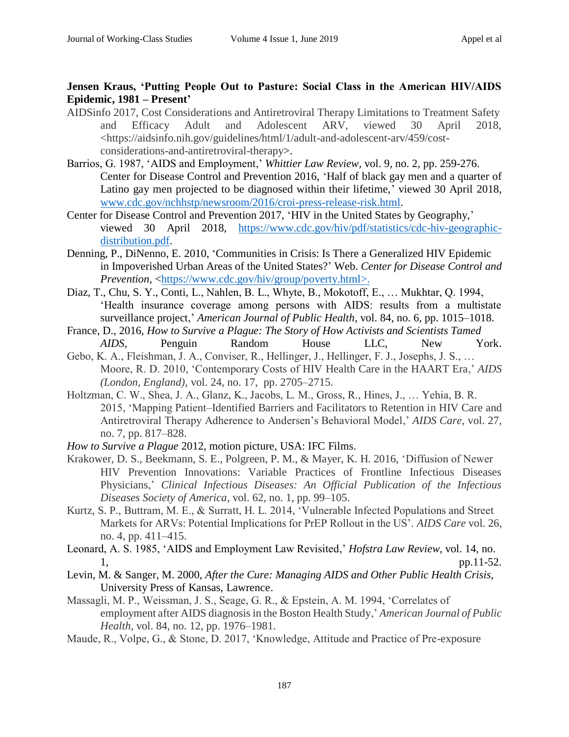**Jensen Kraus, 'Putting People Out to Pasture: Social Class in the American HIV/AIDS Epidemic, 1981 – Present'**

AIDSinfo 2017, Cost Considerations and Antiretroviral Therapy Limitations to Treatment Safety and Efficacy Adult and Adolescent ARV, viewed 30 April 2018, <https://aidsinfo.nih.gov/guidelines/html/1/adult-and-adolescent-arv/459/cost-considerations-and-antiretroviral-therapy>.

Barrios, G. 1987, 'AIDS and Employment,' *Whittier Law Review*, vol. 9, no. 2, pp. 259-276. Center for Disease Control and Prevention 2016, 'Half of black gay men and a quarter of Latino gay men projected to be diagnosed within their lifetime,' viewed 30 April 2018, www.cdc.gov/nchhstp/newsroom/2016/croi-press-release-risk.html.

Center for Disease Control and Prevention 2017, 'HIV in the United States by Geography,' viewed 30 April 2018, https://www.cdc.gov/hiv/pdf/statistics/cdc-hiv-geographic-distribution.pdf.

Denning, P., DiNenno, E. 2010, 'Communities in Crisis: Is There a Generalized HIV Epidemic in Impoverished Urban Areas of the United States?' Web. *Center for Disease Control and Prevention*, <https://www.cdc.gov/hiv/group/poverty.html>.

Diaz, T., Chu, S. Y., Conti, L., Nahlen, B. L., Whyte, B., Mokotoff, E., … Mukhtar, Q. 1994, 'Health insurance coverage among persons with AIDS: results from a multistate surveillance project,' *American Journal of Public Health*, vol. 84, no. 6, pp. 1015–1018.

France, D., 2016, *How to Survive a Plague: The Story of How Activists and Scientists Tamed AIDS*, Penguin Random House LLC, New York.

Gebo, K. A., Fleishman, J. A., Conviser, R., Hellinger, J., Hellinger, F. J., Josephs, J. S., … Moore, R. D. 2010, 'Contemporary Costs of HIV Health Care in the HAART Era,' *AIDS (London, England)*, vol. 24, no. 17, pp. 2705–2715.

Holtzman, C. W., Shea, J. A., Glanz, K., Jacobs, L. M., Gross, R., Hines, J., … Yehia, B. R. 2015, 'Mapping Patient–Identified Barriers and Facilitators to Retention in HIV Care and Antiretroviral Therapy Adherence to Andersen's Behavioral Model,' *AIDS Care*, vol. 27, no. 7, pp. 817–828.

*How to Survive a Plague* 2012, motion picture, USA: IFC Films.

Krakower, D. S., Beekmann, S. E., Polgreen, P. M., & Mayer, K. H. 2016, 'Diffusion of Newer HIV Prevention Innovations: Variable Practices of Frontline Infectious Diseases Physicians,' *Clinical Infectious Diseases: An Official Publication of the Infectious Diseases Society of America*, vol. 62, no. 1, pp. 99–105.

Kurtz, S. P., Buttram, M. E., & Surratt, H. L. 2014, 'Vulnerable Infected Populations and Street Markets for ARVs: Potential Implications for PrEP Rollout in the US'. *AIDS Care* vol. 26, no. 4, pp. 411–415.

Leonard, A. S. 1985, 'AIDS and Employment Law Revisited,' *Hofstra Law Review*, vol. 14, no. 1, pp.11-52.

Levin, M. & Sanger, M. 2000, *After the Cure: Managing AIDS and Other Public Health Crisis*, University Press of Kansas, Lawrence.

Massagli, M. P., Weissman, J. S., Seage, G. R., & Epstein, A. M. 1994, 'Correlates of employment after AIDS diagnosis in the Boston Health Study,' *American Journal of Public Health*, vol. 84, no. 12, pp. 1976–1981.

Maude, R., Volpe, G., & Stone, D. 2017, 'Knowledge, Attitude and Practice of Pre-exposure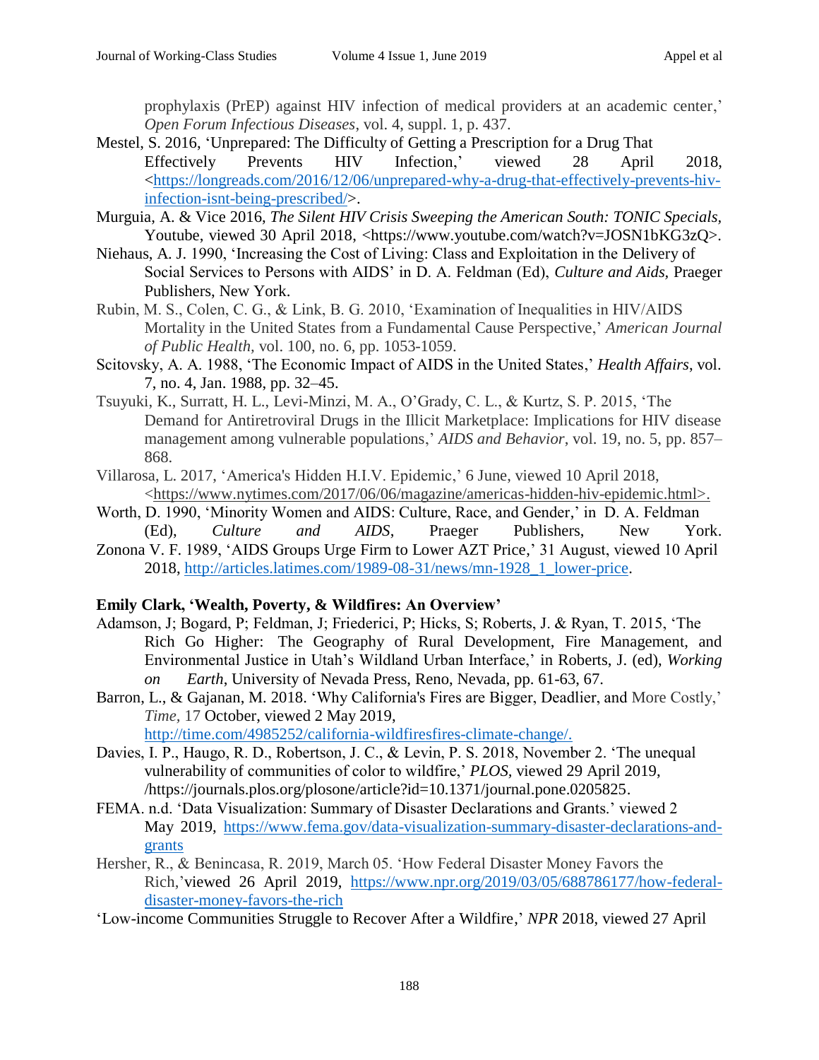prophylaxis (PrEP) against HIV infection of medical providers at an academic center,' *Open Forum Infectious Diseases*, vol. 4, suppl. 1, p. 437.

Mestel, S. 2016, 'Unprepared: The Difficulty of Getting a Prescription for a Drug That Effectively Prevents HIV Infection,' viewed 28 April 2018, <https://longreads.com/2016/12/06/unprepared-why-a-drug-that-effectively-prevents-hiv-infection-isnt-being-prescribed/>.

Murguia, A. & Vice 2016, *The Silent HIV Crisis Sweeping the American South: TONIC Specials*, Youtube, viewed 30 April 2018, <https://www.youtube.com/watch?v=JOSN1bKG3zQ>.

Niehaus, A. J. 1990, 'Increasing the Cost of Living: Class and Exploitation in the Delivery of Social Services to Persons with AIDS' in D. A. Feldman (Ed), *Culture and Aids*, Praeger Publishers, New York.

Rubin, M. S., Colen, C. G., & Link, B. G. 2010, 'Examination of Inequalities in HIV/AIDS Mortality in the United States from a Fundamental Cause Perspective,' *American Journal of Public Health*, vol. 100, no. 6, pp. 1053-1059.

Scitovsky, A. A. 1988, 'The Economic Impact of AIDS in the United States,' *Health Affairs*, vol. 7, no. 4, Jan. 1988, pp. 32–45.

Tsuyuki, K., Surratt, H. L., Levi-Minzi, M. A., O'Grady, C. L., & Kurtz, S. P. 2015, 'The Demand for Antiretroviral Drugs in the Illicit Marketplace: Implications for HIV disease management among vulnerable populations,' *AIDS and Behavior*, vol. 19, no. 5, pp. 857–868.

Villarosa, L. 2017, 'America's Hidden H.I.V. Epidemic,' 6 June, viewed 10 April 2018, <https://www.nytimes.com/2017/06/06/magazine/americas-hidden-hiv-epidemic.html>.

Worth, D. 1990, 'Minority Women and AIDS: Culture, Race, and Gender,' in D. A. Feldman (Ed), *Culture and AIDS*, Praeger Publishers, New York.

Zonona V. F. 1989, 'AIDS Groups Urge Firm to Lower AZT Price,' 31 August, viewed 10 April 2018, http://articles.latimes.com/1989-08-31/news/mn-1928_1_lower-price.

**Emily Clark, 'Wealth, Poverty, & Wildfires: An Overview'**

Adamson, J; Bogard, P; Feldman, J; Friederici, P; Hicks, S; Roberts, J. & Ryan, T. 2015, 'The Rich Go Higher: The Geography of Rural Development, Fire Management, and Environmental Justice in Utah's Wildland Urban Interface,' in Roberts, J. (ed), *Working on Earth*, University of Nevada Press, Reno, Nevada, pp. 61-63, 67.

Barron, L., & Gajanan, M. 2018. 'Why California's Fires are Bigger, Deadlier, and More Costly,' *Time,* 17 October, viewed 2 May 2019, http://time.com/4985252/california-wildfiresfires-climate-change/.

Davies, I. P., Haugo, R. D., Robertson, J. C., & Levin, P. S. 2018, November 2. 'The unequal vulnerability of communities of color to wildfire,' *PLOS*, viewed 29 April 2019, /https://journals.plos.org/plosone/article?id=10.1371/journal.pone.0205825.

FEMA. n.d. 'Data Visualization: Summary of Disaster Declarations and Grants.' viewed 2 May 2019, https://www.fema.gov/data-visualization-summary-disaster-declarations-and-grants

Hersher, R., & Benincasa, R. 2019, March 05. 'How Federal Disaster Money Favors the Rich,'viewed 26 April 2019, https://www.npr.org/2019/03/05/688786177/how-federal-disaster-money-favors-the-rich

'Low-income Communities Struggle to Recover After a Wildfire,' *NPR* 2018, viewed 27 April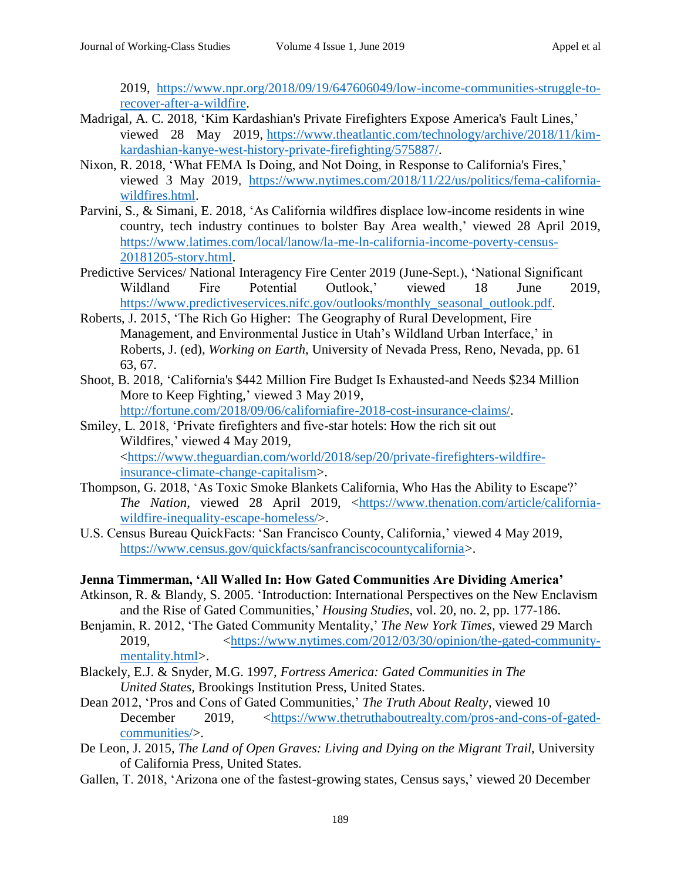2019, https://www.npr.org/2018/09/19/647606049/low-income-communities-struggle-to-recover-after-a-wildfire.

Madrigal, A. C. 2018, 'Kim Kardashian's Private Firefighters Expose America's Fault Lines,' viewed 28 May 2019, https://www.theatlantic.com/technology/archive/2018/11/kim-kardashian-kanye-west-history-private-firefighting/575887/.

Nixon, R. 2018, 'What FEMA Is Doing, and Not Doing, in Response to California's Fires,' viewed 3 May 2019, https://www.nytimes.com/2018/11/22/us/politics/fema-california-wildfires.html.

Parvini, S., & Simani, E. 2018, 'As California wildfires displace low-income residents in wine country, tech industry continues to bolster Bay Area wealth,' viewed 28 April 2019, https://www.latimes.com/local/lanow/la-me-ln-california-income-poverty-census-20181205-story.html.

Predictive Services/ National Interagency Fire Center 2019 (June-Sept.), 'National Significant Wildland Fire Potential Outlook,' viewed 18 June 2019, https://www.predictiveservices.nifc.gov/outlooks/monthly_seasonal_outlook.pdf.

Roberts, J. 2015, 'The Rich Go Higher: The Geography of Rural Development, Fire Management, and Environmental Justice in Utah's Wildland Urban Interface,' in Roberts, J. (ed), *Working on Earth*, University of Nevada Press, Reno, Nevada, pp. 61 63, 67.

Shoot, B. 2018, 'California's $442 Million Fire Budget Is Exhausted-and Needs $234 Million More to Keep Fighting,' viewed 3 May 2019, http://fortune.com/2018/09/06/californiafire-2018-cost-insurance-claims/.

Smiley, L. 2018, 'Private firefighters and five-star hotels: How the rich sit out Wildfires,' viewed 4 May 2019, <https://www.theguardian.com/world/2018/sep/20/private-firefighters-wildfire-insurance-climate-change-capitalism>.

Thompson, G. 2018, 'As Toxic Smoke Blankets California, Who Has the Ability to Escape?' *The Nation*, viewed 28 April 2019, <https://www.thenation.com/article/california-wildfire-inequality-escape-homeless/>.

U.S. Census Bureau QuickFacts: 'San Francisco County, California,' viewed 4 May 2019, https://www.census.gov/quickfacts/sanfranciscocountycalifornia>.

**Jenna Timmerman, 'All Walled In: How Gated Communities Are Dividing America'**

Atkinson, R. & Blandy, S. 2005. 'Introduction: International Perspectives on the New Enclavism and the Rise of Gated Communities,' *Housing Studies*, vol. 20, no. 2, pp. 177-186.

Benjamin, R. 2012, 'The Gated Community Mentality,' *The New York Times*, viewed 29 March 2019, <https://www.nytimes.com/2012/03/30/opinion/the-gated-community-mentality.html>.

Blackely, E.J. & Snyder, M.G. 1997, *Fortress America: Gated Communities in The United States*, Brookings Institution Press, United States.

Dean 2012, 'Pros and Cons of Gated Communities,' *The Truth About Realty*, viewed 10 December 2019, <https://www.thetruthaboutrealty.com/pros-and-cons-of-gated-communities/>.

De Leon, J. 2015, *The Land of Open Graves: Living and Dying on the Migrant Trail*, University of California Press, United States.

Gallen, T. 2018, 'Arizona one of the fastest-growing states, Census says,' viewed 20 December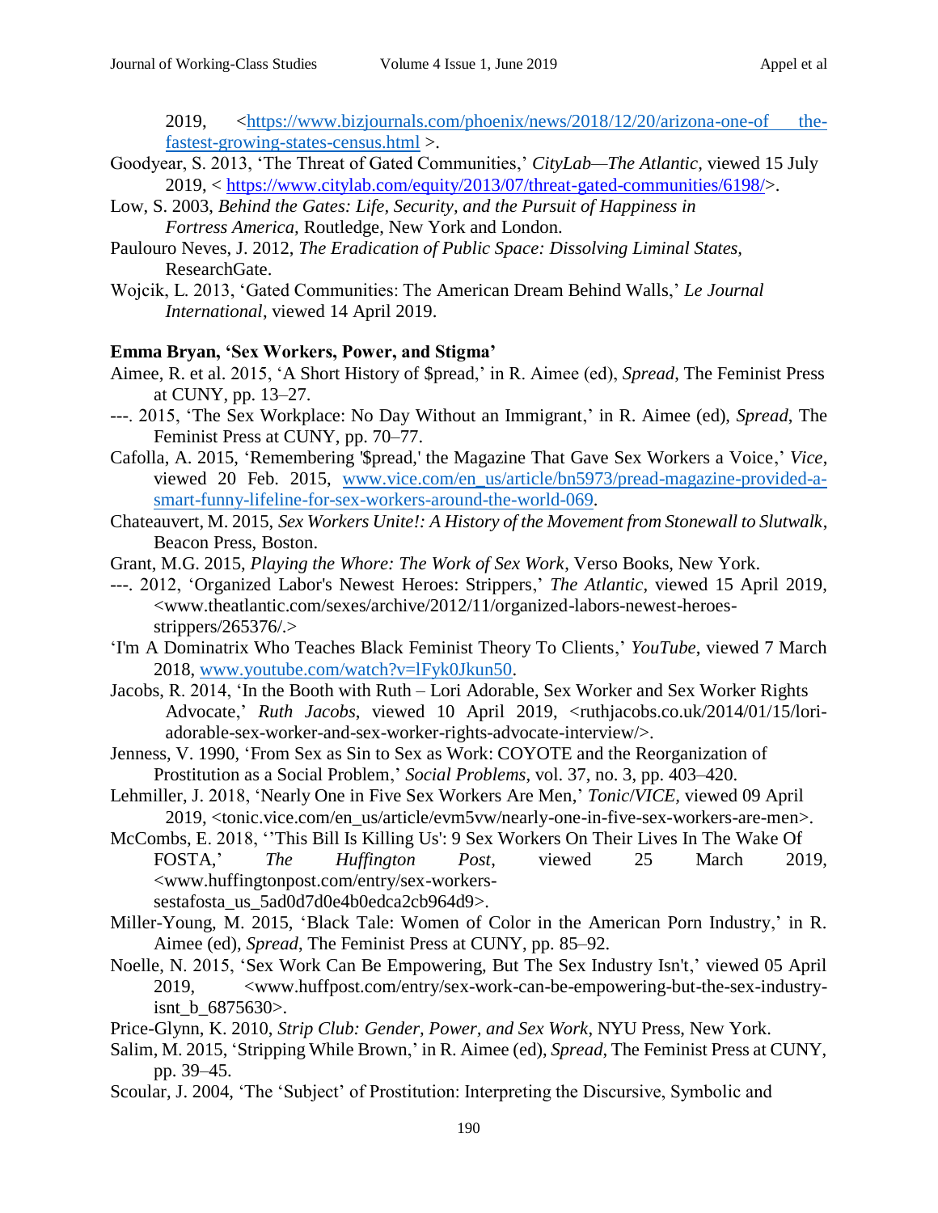2019, <https://www.bizjournals.com/phoenix/news/2018/12/20/arizona-one-of the-fastest-growing-states-census.html >.

Goodyear, S. 2013, 'The Threat of Gated Communities,' *CityLab—The Atlantic*, viewed 15 July 2019, < https://www.citylab.com/equity/2013/07/threat-gated-communities/6198/>.

Low, S. 2003, *Behind the Gates: Life, Security, and the Pursuit of Happiness in Fortress America,* Routledge, New York and London.

Paulouro Neves, J. 2012, *The Eradication of Public Space: Dissolving Liminal States,* ResearchGate.

Wojcik, L. 2013, 'Gated Communities: The American Dream Behind Walls,' *Le Journal International*, viewed 14 April 2019.

**Emma Bryan, 'Sex Workers, Power, and Stigma'**

Aimee, R. et al. 2015, 'A Short History of $pread,' in R. Aimee (ed), *Spread*, The Feminist Press at CUNY, pp. 13–27.

---. 2015, 'The Sex Workplace: No Day Without an Immigrant,' in R. Aimee (ed), *Spread*, The Feminist Press at CUNY, pp. 70–77.

Cafolla, A. 2015, 'Remembering '$pread,' the Magazine That Gave Sex Workers a Voice,' *Vice*, viewed 20 Feb. 2015, www.vice.com/en_us/article/bn5973/pread-magazine-provided-a-smart-funny-lifeline-for-sex-workers-around-the-world-069.

Chateauvert, M. 2015, *Sex Workers Unite!: A History of the Movement from Stonewall to Slutwalk*, Beacon Press, Boston.

Grant, M.G. 2015, *Playing the Whore: The Work of Sex Work*, Verso Books, New York.

---. 2012, 'Organized Labor's Newest Heroes: Strippers,' *The Atlantic*, viewed 15 April 2019, <www.theatlantic.com/sexes/archive/2012/11/organized-labors-newest-heroes-strippers/265376/.>

'I'm A Dominatrix Who Teaches Black Feminist Theory To Clients,' *YouTube*, viewed 7 March 2018, www.youtube.com/watch?v=lFyk0Jkun50.

Jacobs, R. 2014, 'In the Booth with Ruth – Lori Adorable, Sex Worker and Sex Worker Rights Advocate,' *Ruth Jacobs*, viewed 10 April 2019, <ruthjacobs.co.uk/2014/01/15/lori-adorable-sex-worker-and-sex-worker-rights-advocate-interview/>.

Jenness, V. 1990, 'From Sex as Sin to Sex as Work: COYOTE and the Reorganization of Prostitution as a Social Problem,' *Social Problems*, vol. 37, no. 3, pp. 403–420.

Lehmiller, J. 2018, 'Nearly One in Five Sex Workers Are Men,' *Tonic*/*VICE*, viewed 09 April 2019, <tonic.vice.com/en_us/article/evm5vw/nearly-one-in-five-sex-workers-are-men>.

McCombs, E. 2018, ''This Bill Is Killing Us': 9 Sex Workers On Their Lives In The Wake Of FOSTA,' *The Huffington Post*, viewed 25 March 2019, <www.huffingtonpost.com/entry/sex-workers-sestafosta_us_5ad0d7d0e4b0edca2cb964d9>.

Miller-Young, M. 2015, 'Black Tale: Women of Color in the American Porn Industry,' in R. Aimee (ed), *Spread*, The Feminist Press at CUNY, pp. 85–92.

Noelle, N. 2015, 'Sex Work Can Be Empowering, But The Sex Industry Isn't,' viewed 05 April 2019, <www.huffpost.com/entry/sex-work-can-be-empowering-but-the-sex-industry-isnt_b_6875630>.

Price-Glynn, K. 2010, *Strip Club: Gender, Power, and Sex Work*, NYU Press, New York.

Salim, M. 2015, 'Stripping While Brown,' in R. Aimee (ed), *Spread*, The Feminist Press at CUNY, pp. 39–45.

Scoular, J. 2004, 'The 'Subject' of Prostitution: Interpreting the Discursive, Symbolic and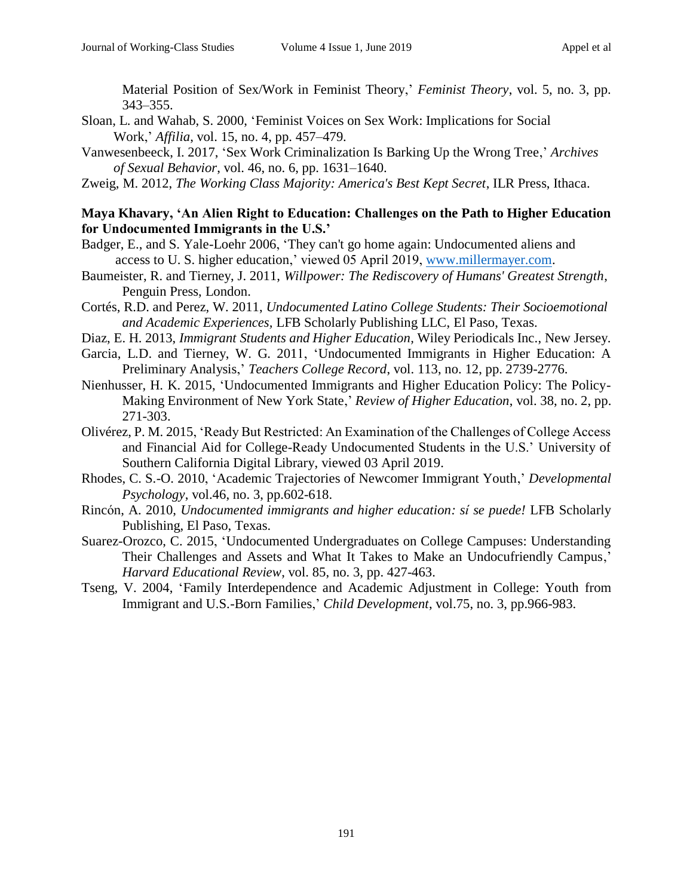Material Position of Sex/Work in Feminist Theory,' *Feminist Theory*, vol. 5, no. 3, pp. 343–355.

Sloan, L. and Wahab, S. 2000, 'Feminist Voices on Sex Work: Implications for Social Work,' *Affilia*, vol. 15, no. 4, pp. 457–479.

Vanwesenbeeck, I. 2017, 'Sex Work Criminalization Is Barking Up the Wrong Tree,' *Archives of Sexual Behavior*, vol. 46, no. 6, pp. 1631–1640.

Zweig, M. 2012, *The Working Class Majority: America's Best Kept Secret*, ILR Press, Ithaca.

**Maya Khavary, 'An Alien Right to Education: Challenges on the Path to Higher Education for Undocumented Immigrants in the U.S.'**

Badger, E., and S. Yale-Loehr 2006, 'They can't go home again: Undocumented aliens and access to U. S. higher education,' viewed 05 April 2019, www.millermayer.com.

Baumeister, R. and Tierney, J. 2011, *Willpower: The Rediscovery of Humans' Greatest Strength*, Penguin Press, London.

Cortés, R.D. and Perez, W. 2011, *Undocumented Latino College Students: Their Socioemotional and Academic Experiences*, LFB Scholarly Publishing LLC, El Paso, Texas.

Diaz, E. H. 2013, *Immigrant Students and Higher Education*, Wiley Periodicals Inc., New Jersey.

Garcia, L.D. and Tierney, W. G. 2011, 'Undocumented Immigrants in Higher Education: A Preliminary Analysis,' *Teachers College Record*, vol. 113, no. 12, pp. 2739-2776.

Nienhusser, H. K. 2015, 'Undocumented Immigrants and Higher Education Policy: The Policy-Making Environment of New York State,' *Review of Higher Education*, vol. 38, no. 2, pp. 271-303.

Olivérez, P. M. 2015, 'Ready But Restricted: An Examination of the Challenges of College Access and Financial Aid for College-Ready Undocumented Students in the U.S.' University of Southern California Digital Library, viewed 03 April 2019.

Rhodes, C. S.-O. 2010, 'Academic Trajectories of Newcomer Immigrant Youth,' *Developmental Psychology*, vol.46, no. 3, pp.602-618.

Rincón, A. 2010, *Undocumented immigrants and higher education: sí se puede!* LFB Scholarly Publishing, El Paso, Texas.

Suarez-Orozco, C. 2015, 'Undocumented Undergraduates on College Campuses: Understanding Their Challenges and Assets and What It Takes to Make an Undocufriendly Campus,' *Harvard Educational Review*, vol. 85, no. 3, pp. 427-463.

Tseng, V. 2004, 'Family Interdependence and Academic Adjustment in College: Youth from Immigrant and U.S.-Born Families,' *Child Development*, vol.75, no. 3, pp.966-983.